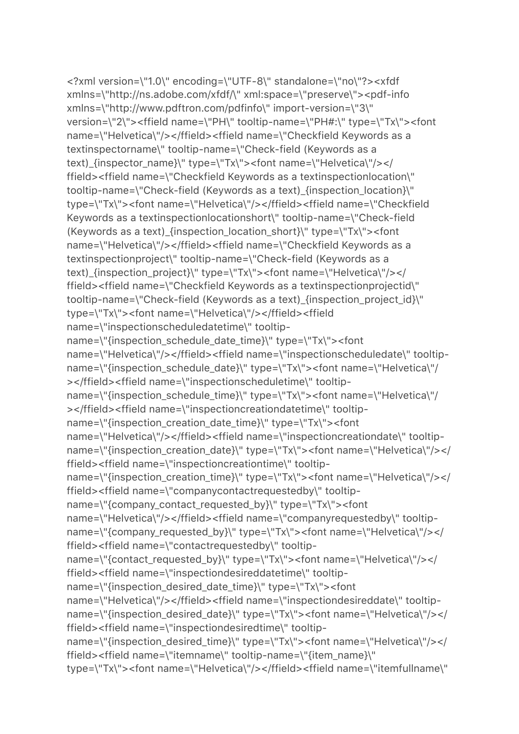<?xml version=\"1.0\" encoding=\"UTF-8\" standalone=\"no\"?><xfdf xmlns=\"http://ns.adobe.com/xfdf/\" xml:space=\"preserve\"><pdf-info xmlns=\"http://www.pdftron.com/pdfinfo\" import-version=\"3\" version=\"2\"><ffield name=\"PH\" tooltip-name=\"PH#:\" type=\"Tx\"><font name=\"Helvetica\"/></ffield><ffield name=\"Checkfield Keywords as a textinspectorname\" tooltip-name=\"Check-field (Keywords as a text)_{inspector_name}\" type=\"Tx\"><font name=\"Helvetica\"/></ffield><ffield name=\"Checkfield Keywords as a textinspectionlocation\" tooltip-name=\"Check-field (Keywords as a text)_{inspection_location}\" type=\"Tx\"><font name=\"Helvetica\"/></ffield><ffield name=\"Checkfield Keywords as a textinspectionlocationshort\" tooltip-name=\"Check-field (Keywords as a text)_{inspection_location_short}\" type=\"Tx\"><font name=\"Helvetica\"/></ffield><ffield name=\"Checkfield Keywords as a textinspectionproject\" tooltip-name=\"Check-field (Keywords as a text)_{inspection_project}\" type=\"Tx\"><font name=\"Helvetica\"/></ffield><ffield name=\"Checkfield Keywords as a textinspectionprojectid\" tooltip-name=\"Check-field (Keywords as a text)_{inspection_project_id}\" type=\"Tx\"><font name=\"Helvetica\"/></ffield><ffield name=\"inspectionscheduledatetime\" tooltip-name=\"{inspection_schedule_date_time}\" type=\"Tx\"><font name=\"Helvetica\"/></ffield><ffield name=\"inspectionscheduledate\" tooltip-name=\"{inspection_schedule_date}\" type=\"Tx\"><font name=\"Helvetica\"/></ffield><ffield name=\"inspectionscheduletime\" tooltip-name=\"{inspection_schedule_time}\" type=\"Tx\"><font name=\"Helvetica\"/></ffield><ffield name=\"inspectioncreationdatetime\" tooltip-name=\"{inspection_creation_date_time}\" type=\"Tx\"><font name=\"Helvetica\"/></ffield><ffield name=\"inspectioncreationdate\" tooltip-name=\"{inspection_creation_date}\" type=\"Tx\"><font name=\"Helvetica\"/></ffield><ffield name=\"inspectioncreationtime\" tooltip-name=\"{inspection_creation_time}\" type=\"Tx\"><font name=\"Helvetica\"/></ffield><ffield name=\"companycontactrequestedby\" tooltip-name=\"{company_contact_requested_by}\" type=\"Tx\"><font name=\"Helvetica\"/></ffield><ffield name=\"companyrequestedby\" tooltip-name=\"{company_requested_by}\" type=\"Tx\"><font name=\"Helvetica\"/></ffield><ffield name=\"contactrequestedby\" tooltip-name=\"{contact_requested_by}\" type=\"Tx\"><font name=\"Helvetica\"/></ffield><ffield name=\"inspectiondesireddatetime\" tooltip-name=\"{inspection_desired_date_time}\" type=\"Tx\"><font name=\"Helvetica\"/></ffield><ffield name=\"inspectiondesireddate\" tooltip-name=\"{inspection_desired_date}\" type=\"Tx\"><font name=\"Helvetica\"/></ffield><ffield name=\"inspectiondesiredtime\" tooltip-name=\"{inspection_desired_time}\" type=\"Tx\"><font name=\"Helvetica\"/></ffield><ffield name=\"itemname\" tooltip-name=\"{item_name}\" type=\"Tx\"><font name=\"Helvetica\"/></ffield><ffield name=\"itemfullname\"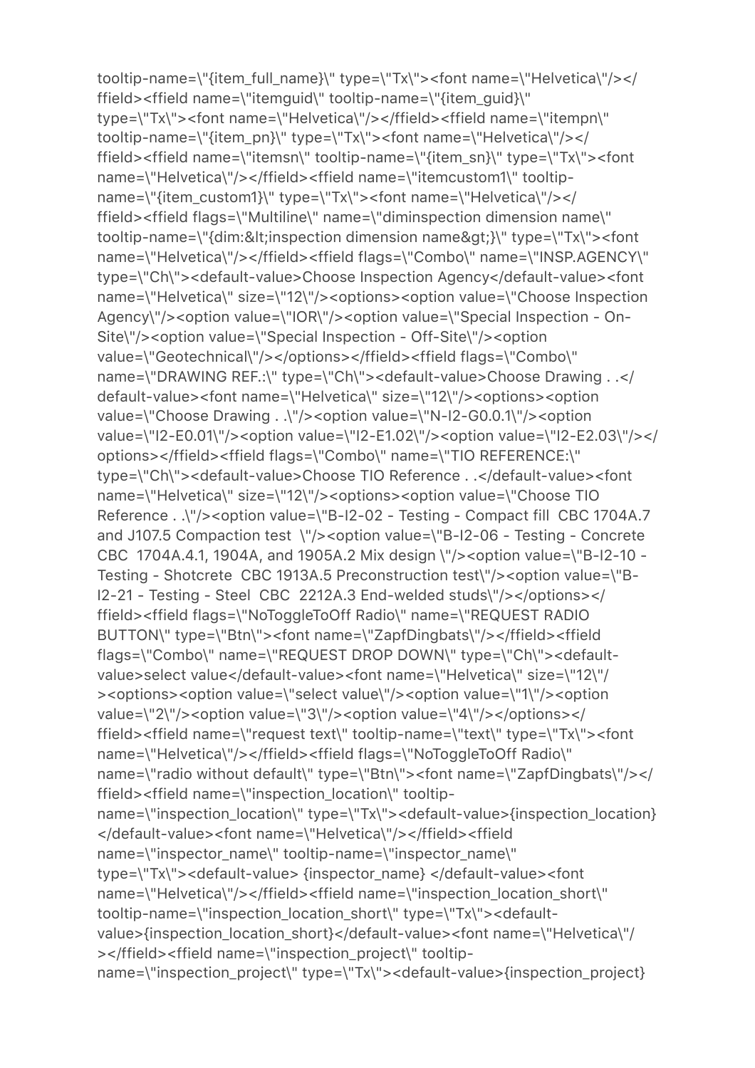tooltip-name=\"{item_full_name}\" type=\"Tx\"><font name=\"Helvetica\"/></ffield><ffield name=\"itemguid\" tooltip-name=\"{item_guid}\" type=\"Tx\"><font name=\"Helvetica\"/></ffield><ffield name=\"itempn\" tooltip-name=\"{item_pn}\" type=\"Tx\"><font name=\"Helvetica\"/></ffield><ffield name=\"itemsn\" tooltip-name=\"{item_sn}\" type=\"Tx\"><font name=\"Helvetica\"/></ffield><ffield name=\"itemcustom1\" tooltip-name=\"{item_custom1}\" type=\"Tx\"><font name=\"Helvetica\"/></ffield><ffield flags=\"Multiline\" name=\"diminspection dimension name\" tooltip-name=\"{dim:&lt;inspection dimension name&gt;}\" type=\"Tx\"><font name=\"Helvetica\"/></ffield><ffield flags=\"Combo\" name=\"INSP.AGENCY\" type=\"Ch\"><default-value>Choose Inspection Agency</default-value><font name=\"Helvetica\" size=\"12\"/><options><option value=\"Choose Inspection Agency\"/><option value=\"IOR\"/><option value=\"Special Inspection - On-Site\"/><option value=\"Special Inspection - Off-Site\"/><option value=\"Geotechnical\"/></options></ffield><ffield flags=\"Combo\" name=\"DRAWING REF.:\" type=\"Ch\"><default-value>Choose Drawing . .</default-value><font name=\"Helvetica\" size=\"12\"/><options><option value=\"Choose Drawing . .\"/><option value=\"N-I2-G0.0.1\"/><option value=\"I2-E0.01\"/><option value=\"I2-E1.02\"/><option value=\"I2-E2.03\"/></options></ffield><ffield flags=\"Combo\" name=\"TIO REFERENCE:\" type=\"Ch\"><default-value>Choose TIO Reference . .</default-value><font name=\"Helvetica\" size=\"12\"/><options><option value=\"Choose TIO Reference . .\"/><option value=\"B-I2-02 - Testing - Compact fill  CBC 1704A.7 and J107.5 Compaction test  \"/><option value=\"B-I2-06 - Testing - Concrete CBC  1704A.4.1, 1904A, and 1905A.2 Mix design \"/><option value=\"B-I2-10 - Testing - Shotcrete  CBC 1913A.5 Preconstruction test\"/><option value=\"B-I2-21 - Testing - Steel  CBC  2212A.3 End-welded studs\"/></options></ffield><ffield flags=\"NoToggleToOff Radio\" name=\"REQUEST RADIO BUTTON\" type=\"Btn\"><font name=\"ZapfDingbats\"/></ffield><ffield flags=\"Combo\" name=\"REQUEST DROP DOWN\" type=\"Ch\"><default-value>select value</default-value><font name=\"Helvetica\" size=\"12\"/><options><option value=\"select value\"/><option value=\"1\"/><option value=\"2\"/><option value=\"3\"/><option value=\"4\"/></options></ffield><ffield name=\"request text\" tooltip-name=\"text\" type=\"Tx\"><font name=\"Helvetica\"/></ffield><ffield flags=\"NoToggleToOff Radio\" name=\"radio without default\" type=\"Btn\"><font name=\"ZapfDingbats\"/></ffield><ffield name=\"inspection_location\" tooltip-name=\"inspection_location\" type=\"Tx\"><default-value>{inspection_location}</default-value><font name=\"Helvetica\"/></ffield><ffield name=\"inspector_name\" tooltip-name=\"inspector_name\" type=\"Tx\"><default-value> {inspector_name} </default-value><font name=\"Helvetica\"/></ffield><ffield name=\"inspection_location_short\" tooltip-name=\"inspection_location_short\" type=\"Tx\"><default-value>{inspection_location_short}</default-value><font name=\"Helvetica\"/></ffield><ffield name=\"inspection_project\" tooltip-name=\"inspection_project\" type=\"Tx\"><default-value>{inspection_project}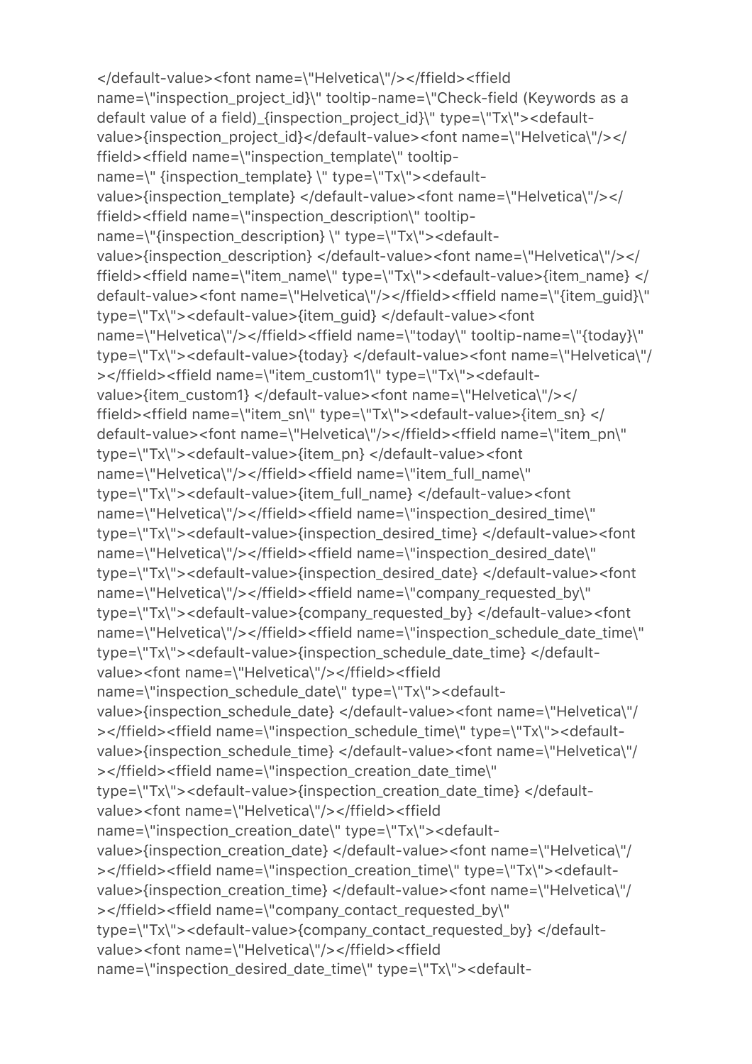</default-value><font name=\"Helvetica\"/></ffield><ffield name=\"inspection_project_id}\" tooltip-name=\"Check-field (Keywords as a default value of a field)_{inspection_project_id}\" type=\"Tx\"><default-value>{inspection_project_id}</default-value><font name=\"Helvetica\"/></ffield><ffield name=\"inspection_template\" tooltip-name=\" {inspection_template} \" type=\"Tx\"><default-value>{inspection_template} </default-value><font name=\"Helvetica\"/></ffield><ffield name=\"inspection_description\" tooltip-name=\"{inspection_description} \" type=\"Tx\"><default-value>{inspection_description} </default-value><font name=\"Helvetica\"/></ffield><ffield name=\"item_name\" type=\"Tx\"><default-value>{item_name} </default-value><font name=\"Helvetica\"/></ffield><ffield name=\"{item_guid}\" type=\"Tx\"><default-value>{item_guid} </default-value><font name=\"Helvetica\"/></ffield><ffield name=\"today\" tooltip-name=\"{today}\" type=\"Tx\"><default-value>{today} </default-value><font name=\"Helvetica\"/></ffield><ffield name=\"item_custom1\" type=\"Tx\"><default-value>{item_custom1} </default-value><font name=\"Helvetica\"/></ffield><ffield name=\"item_sn\" type=\"Tx\"><default-value>{item_sn} </default-value><font name=\"Helvetica\"/></ffield><ffield name=\"item_pn\" type=\"Tx\"><default-value>{item_pn} </default-value><font name=\"Helvetica\"/></ffield><ffield name=\"item_full_name\" type=\"Tx\"><default-value>{item_full_name} </default-value><font name=\"Helvetica\"/></ffield><ffield name=\"inspection_desired_time\" type=\"Tx\"><default-value>{inspection_desired_time} </default-value><font name=\"Helvetica\"/></ffield><ffield name=\"inspection_desired_date\" type=\"Tx\"><default-value>{inspection_desired_date} </default-value><font name=\"Helvetica\"/></ffield><ffield name=\"company_requested_by\" type=\"Tx\"><default-value>{company_requested_by} </default-value><font name=\"Helvetica\"/></ffield><ffield name=\"inspection_schedule_date_time\" type=\"Tx\"><default-value>{inspection_schedule_date_time} </default-value><font name=\"Helvetica\"/></ffield><ffield name=\"inspection_schedule_date\" type=\"Tx\"><default-value>{inspection_schedule_date} </default-value><font name=\"Helvetica\"/></ffield><ffield name=\"inspection_schedule_time\" type=\"Tx\"><default-value>{inspection_schedule_time} </default-value><font name=\"Helvetica\"/></ffield><ffield name=\"inspection_creation_date_time\" type=\"Tx\"><default-value>{inspection_creation_date_time} </default-value><font name=\"Helvetica\"/></ffield><ffield name=\"inspection_creation_date\" type=\"Tx\"><default-value>{inspection_creation_date} </default-value><font name=\"Helvetica\"/></ffield><ffield name=\"inspection_creation_time\" type=\"Tx\"><default-value>{inspection_creation_time} </default-value><font name=\"Helvetica\"/></ffield><ffield name=\"company_contact_requested_by\" type=\"Tx\"><default-value>{company_contact_requested_by} </default-value><font name=\"Helvetica\"/></ffield><ffield name=\"inspection_desired_date_time\" type=\"Tx\"><default-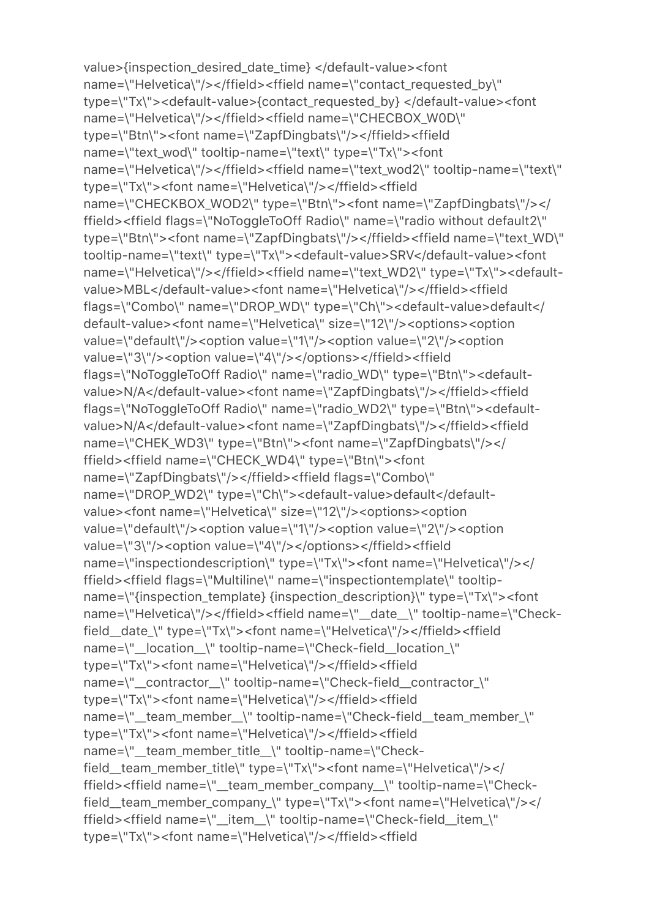value>{inspection_desired_date_time} </default-value><font name=\"Helvetica\"/></ffield><ffield name=\"contact_requested_by\" type=\"Tx\"><default-value>{contact_requested_by} </default-value><font name=\"Helvetica\"/></ffield><ffield name=\"CHECBOX_W0D\" type=\"Btn\"><font name=\"ZapfDingbats\"/></ffield><ffield name=\"text_wod\" tooltip-name=\"text\" type=\"Tx\"><font name=\"Helvetica\"/></ffield><ffield name=\"text_wod2\" tooltip-name=\"text\" type=\"Tx\"><font name=\"Helvetica\"/></ffield><ffield name=\"CHECKBOX_WOD2\" type=\"Btn\"><font name=\"ZapfDingbats\"/></ffield><ffield flags=\"NoToggleToOff Radio\" name=\"radio without default2\" type=\"Btn\"><font name=\"ZapfDingbats\"/></ffield><ffield name=\"text_WD\" tooltip-name=\"text\" type=\"Tx\"><default-value>SRV</default-value><font name=\"Helvetica\"/></ffield><ffield name=\"text_WD2\" type=\"Tx\"><default-value>MBL</default-value><font name=\"Helvetica\"/></ffield><ffield flags=\"Combo\" name=\"DROP_WD\" type=\"Ch\"><default-value>default</default-value><font name=\"Helvetica\" size=\"12\"/><options><option value=\"default\"/><option value=\"1\"/><option value=\"2\"/><option value=\"3\"/><option value=\"4\"/></options></ffield><ffield flags=\"NoToggleToOff Radio\" name=\"radio_WD\" type=\"Btn\"><default-value>N/A</default-value><font name=\"ZapfDingbats\"/></ffield><ffield flags=\"NoToggleToOff Radio\" name=\"radio_WD2\" type=\"Btn\"><default-value>N/A</default-value><font name=\"ZapfDingbats\"/></ffield><ffield name=\"CHEK_WD3\" type=\"Btn\"><font name=\"ZapfDingbats\"/></ffield><ffield name=\"CHECK_WD4\" type=\"Btn\"><font name=\"ZapfDingbats\"/></ffield><ffield flags=\"Combo\" name=\"DROP_WD2\" type=\"Ch\"><default-value>default</default-value><font name=\"Helvetica\" size=\"12\"/><options><option value=\"default\"/><option value=\"1\"/><option value=\"2\"/><option value=\"3\"/><option value=\"4\"/></options></ffield><ffield name=\"inspectiondescription\" type=\"Tx\"><font name=\"Helvetica\"/></ffield><ffield flags=\"Multiline\" name=\"inspectiontemplate\" tooltip-name=\"{inspection_template} {inspection_description}\" type=\"Tx\"><font name=\"Helvetica\"/></ffield><ffield name=\"__date__\" tooltip-name=\"Check-field__date_\" type=\"Tx\"><font name=\"Helvetica\"/></ffield><ffield name=\"__location__\" tooltip-name=\"Check-field__location_\" type=\"Tx\"><font name=\"Helvetica\"/></ffield><ffield name=\"__contractor__\" tooltip-name=\"Check-field__contractor_\" type=\"Tx\"><font name=\"Helvetica\"/></ffield><ffield name=\"__team_member__\" tooltip-name=\"Check-field__team_member_\" type=\"Tx\"><font name=\"Helvetica\"/></ffield><ffield name=\"__team_member_title__\" tooltip-name=\"Check-field__team_member_title\" type=\"Tx\"><font name=\"Helvetica\"/></ffield><ffield name=\"__team_member_company__\" tooltip-name=\"Check-field__team_member_company_\" type=\"Tx\"><font name=\"Helvetica\"/></ffield><ffield name=\"__item__\" tooltip-name=\"Check-field__item_\" type=\"Tx\"><font name=\"Helvetica\"/></ffield><ffield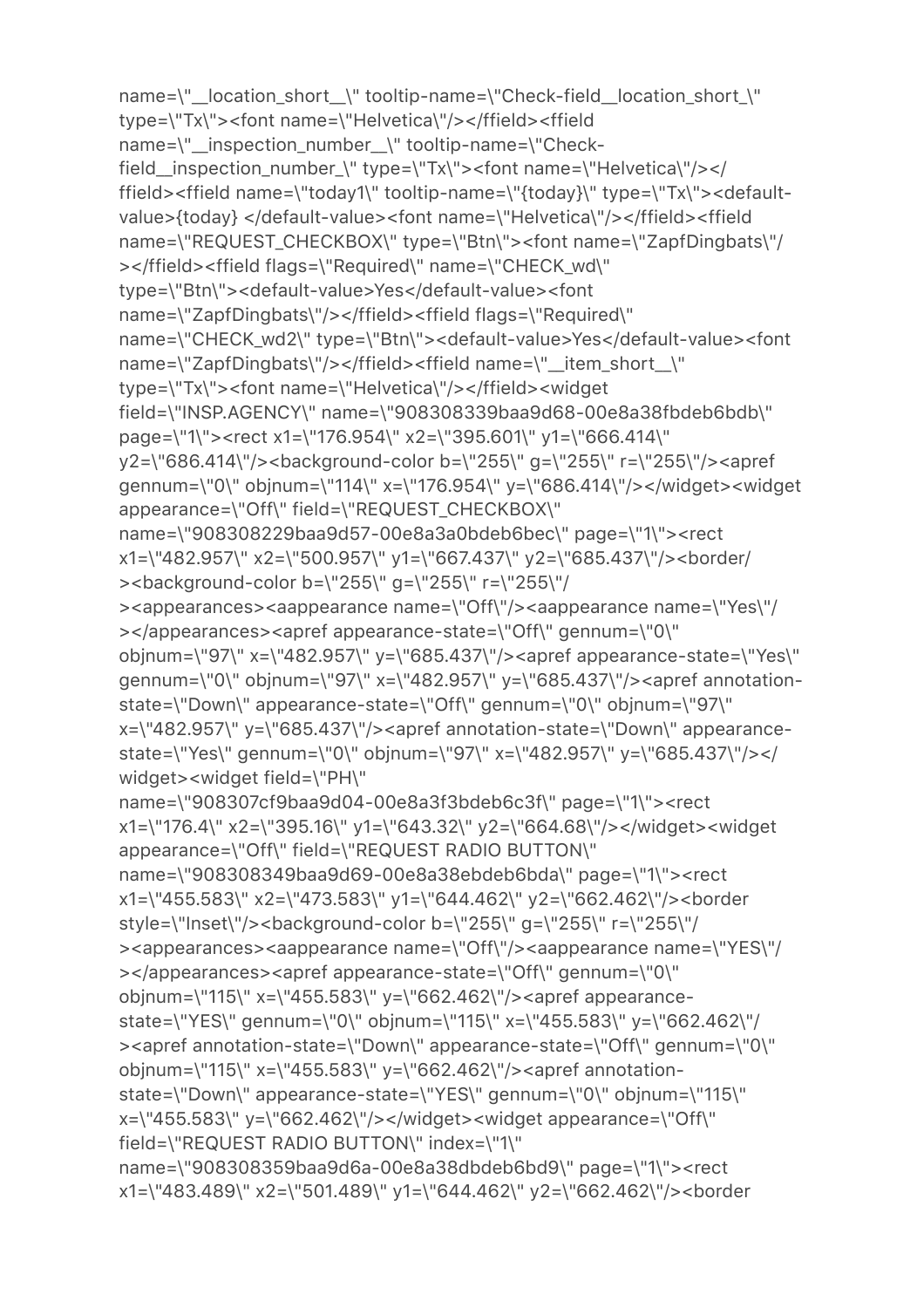name=\"__location_short__\" tooltip-name=\"Check-field__location_short_\" type=\"Tx\"><font name=\"Helvetica\"/></ffield><ffield name=\"__inspection_number__\" tooltip-name=\"Check-field__inspection_number_\" type=\"Tx\"><font name=\"Helvetica\"/></ffield><ffield name=\"today1\" tooltip-name=\"{today}\" type=\"Tx\"><default-value>{today} </default-value><font name=\"Helvetica\"/></ffield><ffield name=\"REQUEST_CHECKBOX\" type=\"Btn\"><font name=\"ZapfDingbats\"/></ffield><ffield flags=\"Required\" name=\"CHECK_wd\" type=\"Btn\"><default-value>Yes</default-value><font name=\"ZapfDingbats\"/></ffield><ffield flags=\"Required\" name=\"CHECK_wd2\" type=\"Btn\"><default-value>Yes</default-value><font name=\"ZapfDingbats\"/></ffield><ffield name=\"__item_short__\" type=\"Tx\"><font name=\"Helvetica\"/></ffield><widget field=\"INSP.AGENCY\" name=\"908308339baa9d68-00e8a38fbdeb6bdb\" page=\"1\"><rect x1=\"176.954\" x2=\"395.601\" y1=\"666.414\" y2=\"686.414\"/><background-color b=\"255\" g=\"255\" r=\"255\"/><apref gennum=\"0\" objnum=\"114\" x=\"176.954\" y=\"686.414\"/></widget><widget appearance=\"Off\" field=\"REQUEST_CHECKBOX\" name=\"908308229baa9d57-00e8a3a0bdeb6bec\" page=\"1\"><rect x1=\"482.957\" x2=\"500.957\" y1=\"667.437\" y2=\"685.437\"/><border/><background-color b=\"255\" g=\"255\" r=\"255\"/><appearances><aappearance name=\"Off\"/><aappearance name=\"Yes\"/></appearances><apref appearance-state=\"Off\" gennum=\"0\" objnum=\"97\" x=\"482.957\" y=\"685.437\"/><apref appearance-state=\"Yes\" gennum=\"0\" objnum=\"97\" x=\"482.957\" y=\"685.437\"/><apref annotation-state=\"Down\" appearance-state=\"Off\" gennum=\"0\" objnum=\"97\" x=\"482.957\" y=\"685.437\"/><apref annotation-state=\"Down\" appearance-state=\"Yes\" gennum=\"0\" objnum=\"97\" x=\"482.957\" y=\"685.437\"/></widget><widget field=\"PH\" name=\"908307cf9baa9d04-00e8a3f3bdeb6c3f\" page=\"1\"><rect x1=\"176.4\" x2=\"395.16\" y1=\"643.32\" y2=\"664.68\"/></widget><widget appearance=\"Off\" field=\"REQUEST RADIO BUTTON\" name=\"908308349baa9d69-00e8a38ebdeb6bda\" page=\"1\"><rect x1=\"455.583\" x2=\"473.583\" y1=\"644.462\" y2=\"662.462\"/><border style=\"Inset\"/><background-color b=\"255\" g=\"255\" r=\"255\"/><appearances><aappearance name=\"Off\"/><aappearance name=\"YES\"/></appearances><apref appearance-state=\"Off\" gennum=\"0\" objnum=\"115\" x=\"455.583\" y=\"662.462\"/><apref appearance-state=\"YES\" gennum=\"0\" objnum=\"115\" x=\"455.583\" y=\"662.462\"/><apref annotation-state=\"Down\" appearance-state=\"Off\" gennum=\"0\" objnum=\"115\" x=\"455.583\" y=\"662.462\"/><apref annotation-state=\"Down\" appearance-state=\"YES\" gennum=\"0\" objnum=\"115\" x=\"455.583\" y=\"662.462\"/></widget><widget appearance=\"Off\" field=\"REQUEST RADIO BUTTON\" index=\"1\" name=\"908308359baa9d6a-00e8a38dbdeb6bd9\" page=\"1\"><rect x1=\"483.489\" x2=\"501.489\" y1=\"644.462\" y2=\"662.462\"/><border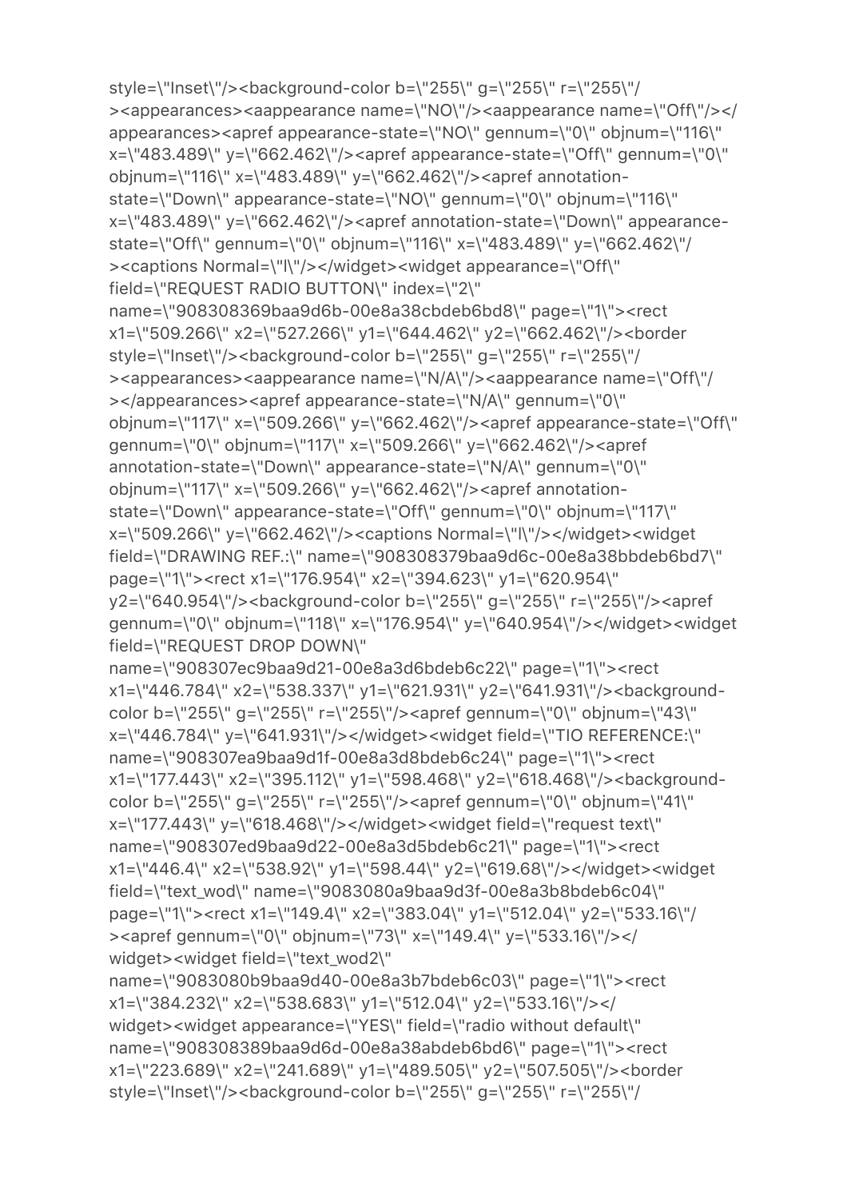style=\"Inset\"/><background-color b=\"255\" g=\"255\" r=\"255\"/
><appearances><aappearance name=\"NO\"/><aappearance name=\"Off\"/></
appearances><apref appearance-state=\"NO\" gennum=\"0\" objnum=\"116\"
x=\"483.489\" y=\"662.462\"/><apref appearance-state=\"Off\" gennum=\"0\"
objnum=\"116\" x=\"483.489\" y=\"662.462\"/><apref annotation-
state=\"Down\" appearance-state=\"NO\" gennum=\"0\" objnum=\"116\"
x=\"483.489\" y=\"662.462\"/><apref annotation-state=\"Down\" appearance-
state=\"Off\" gennum=\"0\" objnum=\"116\" x=\"483.489\" y=\"662.462\"/
><captions Normal=\"l\"/></widget><widget appearance=\"Off\"
field=\"REQUEST RADIO BUTTON\" index=\"2\"
name=\"908308369baa9d6b-00e8a38cbdeb6bd8\" page=\"1\"><rect
x1=\"509.266\" x2=\"527.266\" y1=\"644.462\" y2=\"662.462\"/><border
style=\"Inset\"/><background-color b=\"255\" g=\"255\" r=\"255\"/
><appearances><aappearance name=\"N/A\"/><aappearance name=\"Off\"/
></appearances><apref appearance-state=\"N/A\" gennum=\"0\"
objnum=\"117\" x=\"509.266\" y=\"662.462\"/><apref appearance-state=\"Off\"
gennum=\"0\" objnum=\"117\" x=\"509.266\" y=\"662.462\"/><apref
annotation-state=\"Down\" appearance-state=\"N/A\" gennum=\"0\"
objnum=\"117\" x=\"509.266\" y=\"662.462\"/><apref annotation-
state=\"Down\" appearance-state=\"Off\" gennum=\"0\" objnum=\"117\"
x=\"509.266\" y=\"662.462\"/><captions Normal=\"l\"/></widget><widget
field=\"DRAWING REF.:\" name=\"908308379baa9d6c-00e8a38bbdeb6bd7\"
page=\"1\"><rect x1=\"176.954\" x2=\"394.623\" y1=\"620.954\"
y2=\"640.954\"/><background-color b=\"255\" g=\"255\" r=\"255\"/><apref
gennum=\"0\" objnum=\"118\" x=\"176.954\" y=\"640.954\"/></widget><widget
field=\"REQUEST DROP DOWN\"
name=\"908307ec9baa9d21-00e8a3d6bdeb6c22\" page=\"1\"><rect
x1=\"446.784\" x2=\"538.337\" y1=\"621.931\" y2=\"641.931\"/><background-
color b=\"255\" g=\"255\" r=\"255\"/><apref gennum=\"0\" objnum=\"43\"
x=\"446.784\" y=\"641.931\"/></widget><widget field=\"TIO REFERENCE:\"
name=\"908307ea9baa9d1f-00e8a3d8bdeb6c24\" page=\"1\"><rect
x1=\"177.443\" x2=\"395.112\" y1=\"598.468\" y2=\"618.468\"/><background-
color b=\"255\" g=\"255\" r=\"255\"/><apref gennum=\"0\" objnum=\"41\"
x=\"177.443\" y=\"618.468\"/></widget><widget field=\"request text\"
name=\"908307ed9baa9d22-00e8a3d5bdeb6c21\" page=\"1\"><rect
x1=\"446.4\" x2=\"538.92\" y1=\"598.44\" y2=\"619.68\"/></widget><widget
field=\"text_wod\" name=\"9083080a9baa9d3f-00e8a3b8bdeb6c04\"
page=\"1\"><rect x1=\"149.4\" x2=\"383.04\" y1=\"512.04\" y2=\"533.16\"/
><apref gennum=\"0\" objnum=\"73\" x=\"149.4\" y=\"533.16\"/></
widget><widget field=\"text_wod2\"
name=\"9083080b9baa9d40-00e8a3b7bdeb6c03\" page=\"1\"><rect
x1=\"384.232\" x2=\"538.683\" y1=\"512.04\" y2=\"533.16\"/></
widget><widget appearance=\"YES\" field=\"radio without default\"
name=\"908308389baa9d6d-00e8a38abdeb6bd6\" page=\"1\"><rect
x1=\"223.689\" x2=\"241.689\" y1=\"489.505\" y2=\"507.505\"/><border
style=\"Inset\"/><background-color b=\"255\" g=\"255\" r=\"255\"/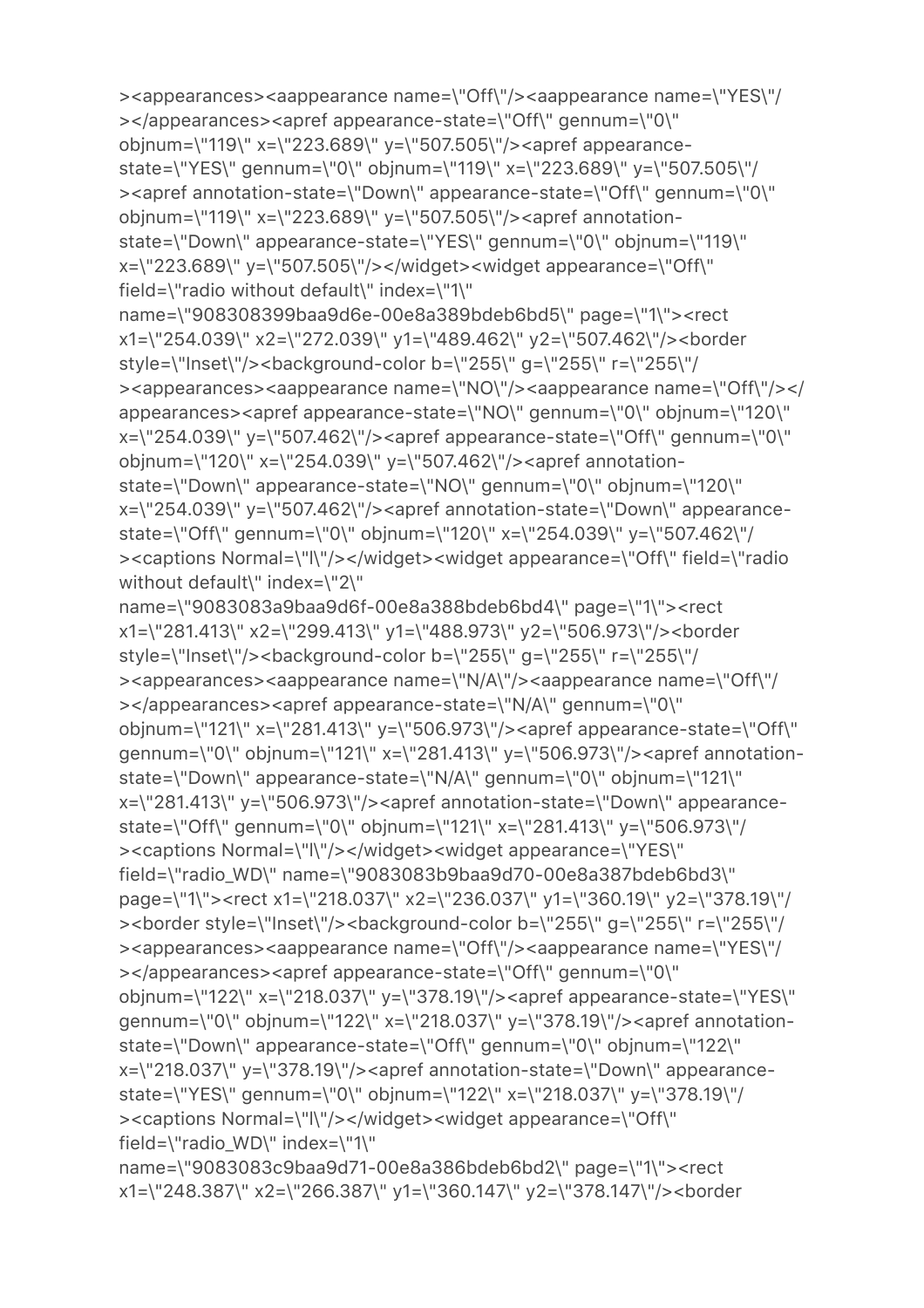><appearances><aappearance name=\"Off\"/><aappearance name=\"YES\"/
></appearances><apref appearance-state=\"Off\" gennum=\"0\"
objnum=\"119\" x=\"223.689\" y=\"507.505\"/><apref appearance-
state=\"YES\" gennum=\"0\" objnum=\"119\" x=\"223.689\" y=\"507.505\"/
><apref annotation-state=\"Down\" appearance-state=\"Off\" gennum=\"0\"
objnum=\"119\" x=\"223.689\" y=\"507.505\"/><apref annotation-
state=\"Down\" appearance-state=\"YES\" gennum=\"0\" objnum=\"119\"
x=\"223.689\" y=\"507.505\"/></widget><widget appearance=\"Off\"
field=\"radio without default\" index=\"1\"
name=\"908308399baa9d6e-00e8a389bdeb6bd5\" page=\"1\"><rect
x1=\"254.039\" x2=\"272.039\" y1=\"489.462\" y2=\"507.462\"/><border
style=\"Inset\"/><background-color b=\"255\" g=\"255\" r=\"255\"/
><appearances><aappearance name=\"NO\"/><aappearance name=\"Off\"/></
appearances><apref appearance-state=\"NO\" gennum=\"0\" objnum=\"120\"
x=\"254.039\" y=\"507.462\"/><apref appearance-state=\"Off\" gennum=\"0\"
objnum=\"120\" x=\"254.039\" y=\"507.462\"/><apref annotation-
state=\"Down\" appearance-state=\"NO\" gennum=\"0\" objnum=\"120\"
x=\"254.039\" y=\"507.462\"/><apref annotation-state=\"Down\" appearance-
state=\"Off\" gennum=\"0\" objnum=\"120\" x=\"254.039\" y=\"507.462\"/
><captions Normal=\"l\"/></widget><widget appearance=\"Off\" field=\"radio
without default\" index=\"2\"
name=\"9083083a9baa9d6f-00e8a388bdeb6bd4\" page=\"1\"><rect
x1=\"281.413\" x2=\"299.413\" y1=\"488.973\" y2=\"506.973\"/><border
style=\"Inset\"/><background-color b=\"255\" g=\"255\" r=\"255\"/
><appearances><aappearance name=\"N/A\"/><aappearance name=\"Off\"/
></appearances><apref appearance-state=\"N/A\" gennum=\"0\"
objnum=\"121\" x=\"281.413\" y=\"506.973\"/><apref appearance-state=\"Off\"
gennum=\"0\" objnum=\"121\" x=\"281.413\" y=\"506.973\"/><apref annotation-
state=\"Down\" appearance-state=\"N/A\" gennum=\"0\" objnum=\"121\"
x=\"281.413\" y=\"506.973\"/><apref annotation-state=\"Down\" appearance-
state=\"Off\" gennum=\"0\" objnum=\"121\" x=\"281.413\" y=\"506.973\"/
><captions Normal=\"l\"/></widget><widget appearance=\"YES\"
field=\"radio_WD\" name=\"9083083b9baa9d70-00e8a387bdeb6bd3\"
page=\"1\"><rect x1=\"218.037\" x2=\"236.037\" y1=\"360.19\" y2=\"378.19\"/
><border style=\"Inset\"/><background-color b=\"255\" g=\"255\" r=\"255\"/
><appearances><aappearance name=\"Off\"/><aappearance name=\"YES\"/
></appearances><apref appearance-state=\"Off\" gennum=\"0\"
objnum=\"122\" x=\"218.037\" y=\"378.19\"/><apref appearance-state=\"YES\"
gennum=\"0\" objnum=\"122\" x=\"218.037\" y=\"378.19\"/><apref annotation-
state=\"Down\" appearance-state=\"Off\" gennum=\"0\" objnum=\"122\"
x=\"218.037\" y=\"378.19\"/><apref annotation-state=\"Down\" appearance-
state=\"YES\" gennum=\"0\" objnum=\"122\" x=\"218.037\" y=\"378.19\"/
><captions Normal=\"l\"/></widget><widget appearance=\"Off\"
field=\"radio_WD\" index=\"1\"
name=\"9083083c9baa9d71-00e8a386bdeb6bd2\" page=\"1\"><rect
x1=\"248.387\" x2=\"266.387\" y1=\"360.147\" y2=\"378.147\"/><border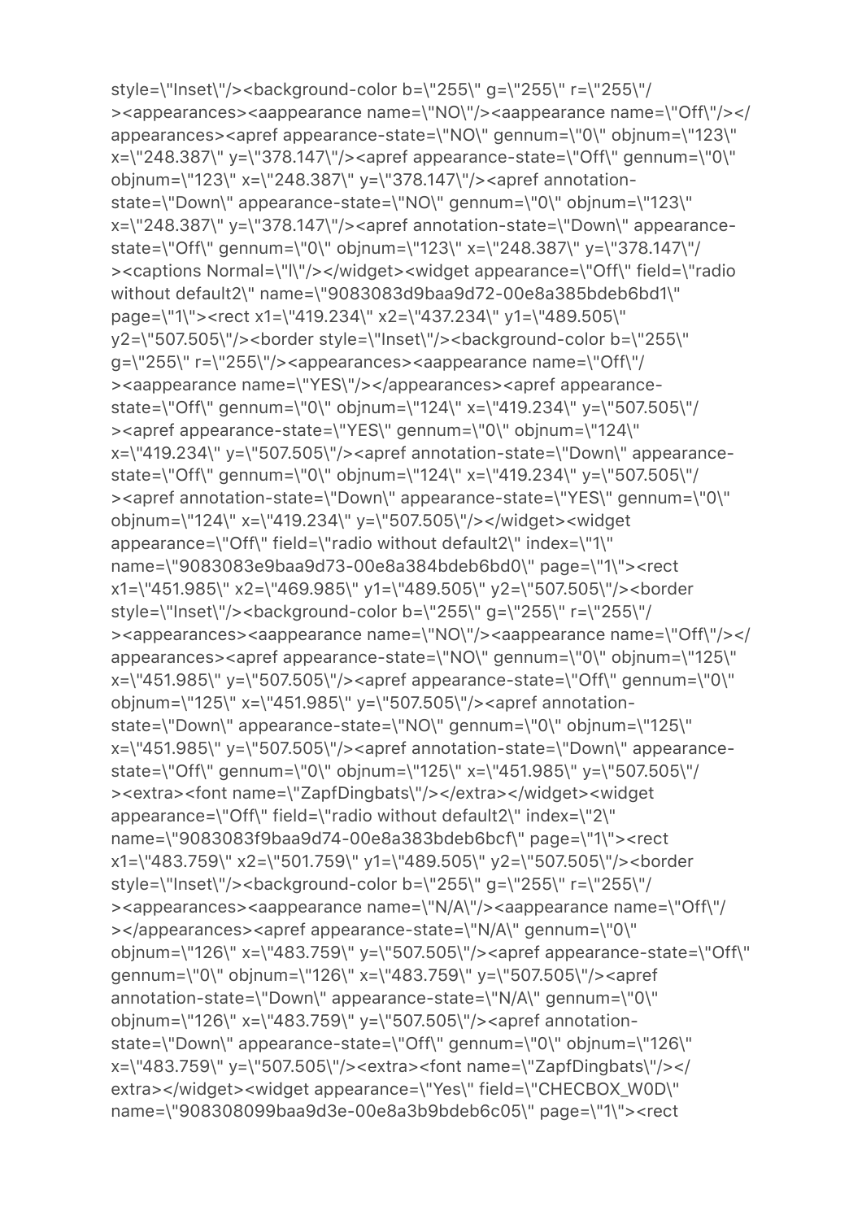style=\"Inset\"/><background-color b=\"255\" g=\"255\" r=\"255\"/
><appearances><aappearance name=\"NO\"/><aappearance name=\"Off\"/></
appearances><apref appearance-state=\"NO\" gennum=\"0\" objnum=\"123\"
x=\"248.387\" y=\"378.147\"/><apref appearance-state=\"Off\" gennum=\"0\"
objnum=\"123\" x=\"248.387\" y=\"378.147\"/><apref annotation-
state=\"Down\" appearance-state=\"NO\" gennum=\"0\" objnum=\"123\"
x=\"248.387\" y=\"378.147\"/><apref annotation-state=\"Down\" appearance-
state=\"Off\" gennum=\"0\" objnum=\"123\" x=\"248.387\" y=\"378.147\"/
><captions Normal=\"l\"/></widget><widget appearance=\"Off\" field=\"radio
without default2\" name=\"9083083d9baa9d72-00e8a385bdeb6bd1\"
page=\"1\"><rect x1=\"419.234\" x2=\"437.234\" y1=\"489.505\"
y2=\"507.505\"/><border style=\"Inset\"/><background-color b=\"255\"
g=\"255\" r=\"255\"/><appearances><aappearance name=\"Off\"/
><aappearance name=\"YES\"/></appearances><apref appearance-
state=\"Off\" gennum=\"0\" objnum=\"124\" x=\"419.234\" y=\"507.505\"/
><apref appearance-state=\"YES\" gennum=\"0\" objnum=\"124\"
x=\"419.234\" y=\"507.505\"/><apref annotation-state=\"Down\" appearance-
state=\"Off\" gennum=\"0\" objnum=\"124\" x=\"419.234\" y=\"507.505\"/
><apref annotation-state=\"Down\" appearance-state=\"YES\" gennum=\"0\"
objnum=\"124\" x=\"419.234\" y=\"507.505\"/></widget><widget
appearance=\"Off\" field=\"radio without default2\" index=\"1\"
name=\"9083083e9baa9d73-00e8a384bdeb6bd0\" page=\"1\"><rect
x1=\"451.985\" x2=\"469.985\" y1=\"489.505\" y2=\"507.505\"/><border
style=\"Inset\"/><background-color b=\"255\" g=\"255\" r=\"255\"/
><appearances><aappearance name=\"NO\"/><aappearance name=\"Off\"/></
appearances><apref appearance-state=\"NO\" gennum=\"0\" objnum=\"125\"
x=\"451.985\" y=\"507.505\"/><apref appearance-state=\"Off\" gennum=\"0\"
objnum=\"125\" x=\"451.985\" y=\"507.505\"/><apref annotation-
state=\"Down\" appearance-state=\"NO\" gennum=\"0\" objnum=\"125\"
x=\"451.985\" y=\"507.505\"/><apref annotation-state=\"Down\" appearance-
state=\"Off\" gennum=\"0\" objnum=\"125\" x=\"451.985\" y=\"507.505\"/
><extra><font name=\"ZapfDingbats\"/></extra></widget><widget
appearance=\"Off\" field=\"radio without default2\" index=\"2\"
name=\"9083083f9baa9d74-00e8a383bdeb6bcf\" page=\"1\"><rect
x1=\"483.759\" x2=\"501.759\" y1=\"489.505\" y2=\"507.505\"/><border
style=\"Inset\"/><background-color b=\"255\" g=\"255\" r=\"255\"/
><appearances><aappearance name=\"N/A\"/><aappearance name=\"Off\"/
></appearances><apref appearance-state=\"N/A\" gennum=\"0\"
objnum=\"126\" x=\"483.759\" y=\"507.505\"/><apref appearance-state=\"Off\"
gennum=\"0\" objnum=\"126\" x=\"483.759\" y=\"507.505\"/><apref
annotation-state=\"Down\" appearance-state=\"N/A\" gennum=\"0\"
objnum=\"126\" x=\"483.759\" y=\"507.505\"/><apref annotation-
state=\"Down\" appearance-state=\"Off\" gennum=\"0\" objnum=\"126\"
x=\"483.759\" y=\"507.505\"/><extra><font name=\"ZapfDingbats\"/></
extra></widget><widget appearance=\"Yes\" field=\"CHECBOX_W0D\"
name=\"908308099baa9d3e-00e8a3b9bdeb6c05\" page=\"1\"><rect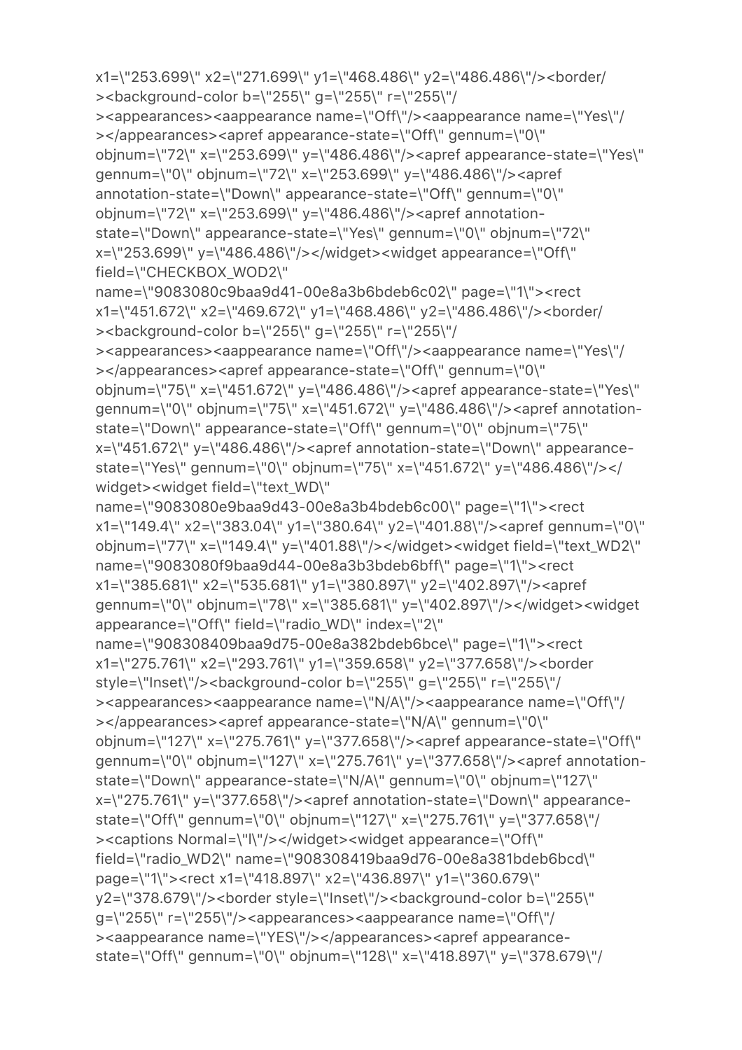x1=\"253.699\" x2=\"271.699\" y1=\"468.486\" y2=\"486.486\"/><border/
><background-color b=\"255\" g=\"255\" r=\"255\"/
><appearances><aappearance name=\"Off\"/><aappearance name=\"Yes\"/
></appearances><apref appearance-state=\"Off\" gennum=\"0\"
objnum=\"72\" x=\"253.699\" y=\"486.486\"/><apref appearance-state=\"Yes\"
gennum=\"0\" objnum=\"72\" x=\"253.699\" y=\"486.486\"/><apref
annotation-state=\"Down\" appearance-state=\"Off\" gennum=\"0\"
objnum=\"72\" x=\"253.699\" y=\"486.486\"/><apref annotation-
state=\"Down\" appearance-state=\"Yes\" gennum=\"0\" objnum=\"72\"
x=\"253.699\" y=\"486.486\"/></widget><widget appearance=\"Off\"
field=\"CHECKBOX_WOD2\"
name=\"9083080c9baa9d41-00e8a3b6bdeb6c02\" page=\"1\"><rect
x1=\"451.672\" x2=\"469.672\" y1=\"468.486\" y2=\"486.486\"/><border/
><background-color b=\"255\" g=\"255\" r=\"255\"/
><appearances><aappearance name=\"Off\"/><aappearance name=\"Yes\"/
></appearances><apref appearance-state=\"Off\" gennum=\"0\"
objnum=\"75\" x=\"451.672\" y=\"486.486\"/><apref appearance-state=\"Yes\"
gennum=\"0\" objnum=\"75\" x=\"451.672\" y=\"486.486\"/><apref annotation-
state=\"Down\" appearance-state=\"Off\" gennum=\"0\" objnum=\"75\"
x=\"451.672\" y=\"486.486\"/><apref annotation-state=\"Down\" appearance-
state=\"Yes\" gennum=\"0\" objnum=\"75\" x=\"451.672\" y=\"486.486\"/></
widget><widget field=\"text_WD\"
name=\"9083080e9baa9d43-00e8a3b4bdeb6c00\" page=\"1\"><rect
x1=\"149.4\" x2=\"383.04\" y1=\"380.64\" y2=\"401.88\"/><apref gennum=\"0\"
objnum=\"77\" x=\"149.4\" y=\"401.88\"/></widget><widget field=\"text_WD2\"
name=\"9083080f9baa9d44-00e8a3b3bdeb6bff\" page=\"1\"><rect
x1=\"385.681\" x2=\"535.681\" y1=\"380.897\" y2=\"402.897\"/><apref
gennum=\"0\" objnum=\"78\" x=\"385.681\" y=\"402.897\"/></widget><widget
appearance=\"Off\" field=\"radio_WD\" index=\"2\"
name=\"908308409baa9d75-00e8a382bdeb6bce\" page=\"1\"><rect
x1=\"275.761\" x2=\"293.761\" y1=\"359.658\" y2=\"377.658\"/><border
style=\"Inset\"/><background-color b=\"255\" g=\"255\" r=\"255\"/
><appearances><aappearance name=\"N/A\"/><aappearance name=\"Off\"/
></appearances><apref appearance-state=\"N/A\" gennum=\"0\"
objnum=\"127\" x=\"275.761\" y=\"377.658\"/><apref appearance-state=\"Off\"
gennum=\"0\" objnum=\"127\" x=\"275.761\" y=\"377.658\"/><apref annotation-
state=\"Down\" appearance-state=\"N/A\" gennum=\"0\" objnum=\"127\"
x=\"275.761\" y=\"377.658\"/><apref annotation-state=\"Down\" appearance-
state=\"Off\" gennum=\"0\" objnum=\"127\" x=\"275.761\" y=\"377.658\"/
><captions Normal=\"l\"/></widget><widget appearance=\"Off\"
field=\"radio_WD2\" name=\"908308419baa9d76-00e8a381bdeb6bcd\"
page=\"1\"><rect x1=\"418.897\" x2=\"436.897\" y1=\"360.679\"
y2=\"378.679\"/><border style=\"Inset\"/><background-color b=\"255\"
g=\"255\" r=\"255\"/><appearances><aappearance name=\"Off\"/
><aappearance name=\"YES\"/></appearances><apref appearance-
state=\"Off\" gennum=\"0\" objnum=\"128\" x=\"418.897\" y=\"378.679\"/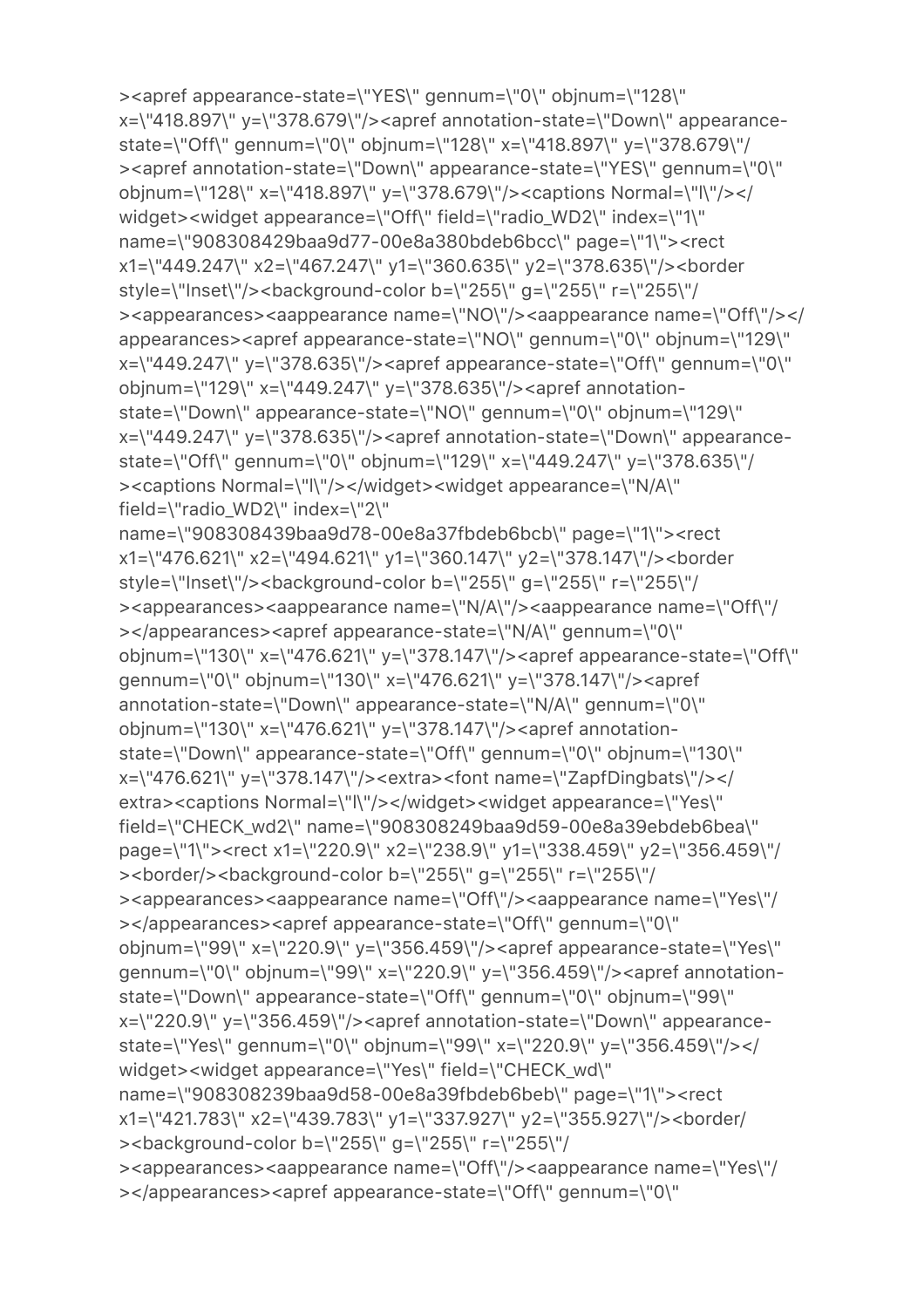><apref appearance-state=\"YES\" gennum=\"0\" objnum=\"128\" x=\"418.897\" y=\"378.679\"/><apref annotation-state=\"Down\" appearance-state=\"Off\" gennum=\"0\" objnum=\"128\" x=\"418.897\" y=\"378.679\"/><apref annotation-state=\"Down\" appearance-state=\"YES\" gennum=\"0\" objnum=\"128\" x=\"418.897\" y=\"378.679\"/><captions Normal=\"l\"/></widget><widget appearance=\"Off\" field=\"radio_WD2\" index=\"1\" name=\"908308429baa9d77-00e8a380bdeb6bcc\" page=\"1\"><rect x1=\"449.247\" x2=\"467.247\" y1=\"360.635\" y2=\"378.635\"/><border style=\"Inset\"/><background-color b=\"255\" g=\"255\" r=\"255\"/><appearances><aappearance name=\"NO\"/><aappearance name=\"Off\"/></appearances><apref appearance-state=\"NO\" gennum=\"0\" objnum=\"129\" x=\"449.247\" y=\"378.635\"/><apref appearance-state=\"Off\" gennum=\"0\" objnum=\"129\" x=\"449.247\" y=\"378.635\"/><apref annotation-state=\"Down\" appearance-state=\"NO\" gennum=\"0\" objnum=\"129\" x=\"449.247\" y=\"378.635\"/><apref annotation-state=\"Down\" appearance-state=\"Off\" gennum=\"0\" objnum=\"129\" x=\"449.247\" y=\"378.635\"/><captions Normal=\"l\"/></widget><widget appearance=\"N/A\" field=\"radio_WD2\" index=\"2\" name=\"908308439baa9d78-00e8a37fbdeb6bcb\" page=\"1\"><rect x1=\"476.621\" x2=\"494.621\" y1=\"360.147\" y2=\"378.147\"/><border style=\"Inset\"/><background-color b=\"255\" g=\"255\" r=\"255\"/><appearances><aappearance name=\"N/A\"/><aappearance name=\"Off\"/></appearances><apref appearance-state=\"N/A\" gennum=\"0\" objnum=\"130\" x=\"476.621\" y=\"378.147\"/><apref appearance-state=\"Off\" gennum=\"0\" objnum=\"130\" x=\"476.621\" y=\"378.147\"/><apref annotation-state=\"Down\" appearance-state=\"N/A\" gennum=\"0\" objnum=\"130\" x=\"476.621\" y=\"378.147\"/><apref annotation-state=\"Down\" appearance-state=\"Off\" gennum=\"0\" objnum=\"130\" x=\"476.621\" y=\"378.147\"/><extra><font name=\"ZapfDingbats\"/></extra><captions Normal=\"l\"/></widget><widget appearance=\"Yes\" field=\"CHECK_wd2\" name=\"908308249baa9d59-00e8a39ebdeb6bea\" page=\"1\"><rect x1=\"220.9\" x2=\"238.9\" y1=\"338.459\" y2=\"356.459\"/><border/><background-color b=\"255\" g=\"255\" r=\"255\"/><appearances><aappearance name=\"Off\"/><aappearance name=\"Yes\"/></appearances><apref appearance-state=\"Off\" gennum=\"0\" objnum=\"99\" x=\"220.9\" y=\"356.459\"/><apref appearance-state=\"Yes\" gennum=\"0\" objnum=\"99\" x=\"220.9\" y=\"356.459\"/><apref annotation-state=\"Down\" appearance-state=\"Off\" gennum=\"0\" objnum=\"99\" x=\"220.9\" y=\"356.459\"/><apref annotation-state=\"Down\" appearance-state=\"Yes\" gennum=\"0\" objnum=\"99\" x=\"220.9\" y=\"356.459\"/></widget><widget appearance=\"Yes\" field=\"CHECK_wd\" name=\"908308239baa9d58-00e8a39fbdeb6beb\" page=\"1\"><rect x1=\"421.783\" x2=\"439.783\" y1=\"337.927\" y2=\"355.927\"/><border/><background-color b=\"255\" g=\"255\" r=\"255\"/><appearances><aappearance name=\"Off\"/><aappearance name=\"Yes\"/></appearances><apref appearance-state=\"Off\" gennum=\"0\"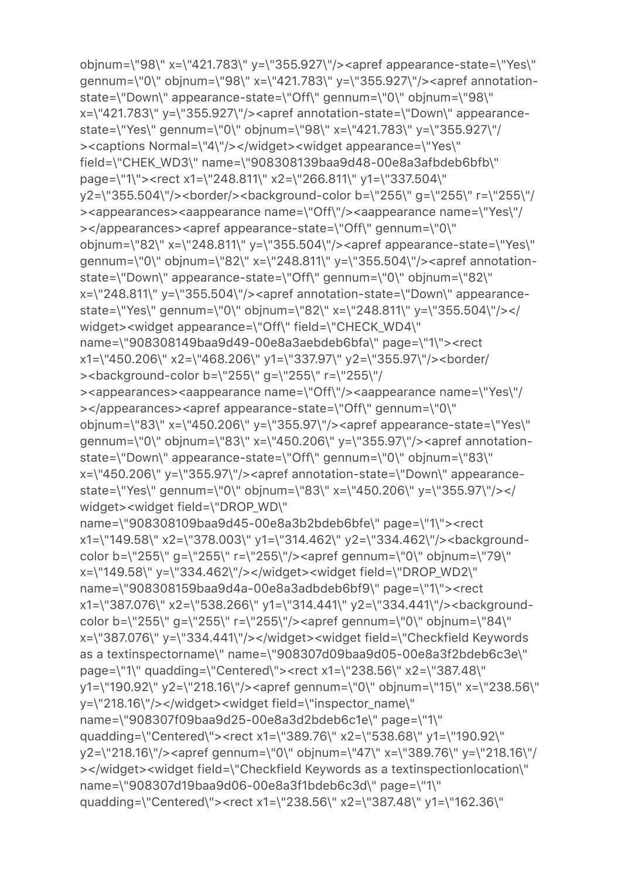objnum=\"98\" x=\"421.783\" y=\"355.927\"/><apref appearance-state=\"Yes\" gennum=\"0\" objnum=\"98\" x=\"421.783\" y=\"355.927\"/><apref annotation-state=\"Down\" appearance-state=\"Off\" gennum=\"0\" objnum=\"98\" x=\"421.783\" y=\"355.927\"/><apref annotation-state=\"Down\" appearance-state=\"Yes\" gennum=\"0\" objnum=\"98\" x=\"421.783\" y=\"355.927\"/><captions Normal=\"4\"/></widget><widget appearance=\"Yes\" field=\"CHEK_WD3\" name=\"908308139baa9d48-00e8a3afbdeb6bfb\" page=\"1\"><rect x1=\"248.811\" x2=\"266.811\" y1=\"337.504\" y2=\"355.504\"/><border/><background-color b=\"255\" g=\"255\" r=\"255\"/><appearances><aappearance name=\"Off\"/><aappearance name=\"Yes\"/></appearances><apref appearance-state=\"Off\" gennum=\"0\" objnum=\"82\" x=\"248.811\" y=\"355.504\"/><apref appearance-state=\"Yes\" gennum=\"0\" objnum=\"82\" x=\"248.811\" y=\"355.504\"/><apref annotation-state=\"Down\" appearance-state=\"Off\" gennum=\"0\" objnum=\"82\" x=\"248.811\" y=\"355.504\"/><apref annotation-state=\"Down\" appearance-state=\"Yes\" gennum=\"0\" objnum=\"82\" x=\"248.811\" y=\"355.504\"/></widget><widget appearance=\"Off\" field=\"CHECK_WD4\" name=\"908308149baa9d49-00e8a3aebdeb6bfa\" page=\"1\"><rect x1=\"450.206\" x2=\"468.206\" y1=\"337.97\" y2=\"355.97\"/><border/><background-color b=\"255\" g=\"255\" r=\"255\"/><appearances><aappearance name=\"Off\"/><aappearance name=\"Yes\"/></appearances><apref appearance-state=\"Off\" gennum=\"0\" objnum=\"83\" x=\"450.206\" y=\"355.97\"/><apref appearance-state=\"Yes\" gennum=\"0\" objnum=\"83\" x=\"450.206\" y=\"355.97\"/><apref annotation-state=\"Down\" appearance-state=\"Off\" gennum=\"0\" objnum=\"83\" x=\"450.206\" y=\"355.97\"/><apref annotation-state=\"Down\" appearance-state=\"Yes\" gennum=\"0\" objnum=\"83\" x=\"450.206\" y=\"355.97\"/></widget><widget field=\"DROP_WD\" name=\"908308109baa9d45-00e8a3b2bdeb6bfe\" page=\"1\"><rect x1=\"149.58\" x2=\"378.003\" y1=\"314.462\" y2=\"334.462\"/><background-color b=\"255\" g=\"255\" r=\"255\"/><apref gennum=\"0\" objnum=\"79\" x=\"149.58\" y=\"334.462\"/></widget><widget field=\"DROP_WD2\" name=\"908308159baa9d4a-00e8a3adbdeb6bf9\" page=\"1\"><rect x1=\"387.076\" x2=\"538.266\" y1=\"314.441\" y2=\"334.441\"/><background-color b=\"255\" g=\"255\" r=\"255\"/><apref gennum=\"0\" objnum=\"84\" x=\"387.076\" y=\"334.441\"/></widget><widget field=\"Checkfield Keywords as a textinspectorname\" name=\"908307d09baa9d05-00e8a3f2bdeb6c3e\" page=\"1\" quadding=\"Centered\"><rect x1=\"238.56\" x2=\"387.48\" y1=\"190.92\" y2=\"218.16\"/><apref gennum=\"0\" objnum=\"15\" x=\"238.56\" y=\"218.16\"/></widget><widget field=\"inspector_name\" name=\"908307f09baa9d25-00e8a3d2bdeb6c1e\" page=\"1\" quadding=\"Centered\"><rect x1=\"389.76\" x2=\"538.68\" y1=\"190.92\" y2=\"218.16\"/><apref gennum=\"0\" objnum=\"47\" x=\"389.76\" y=\"218.16\"/></widget><widget field=\"Checkfield Keywords as a textinspectionlocation\" name=\"908307d19baa9d06-00e8a3f1bdeb6c3d\" page=\"1\" quadding=\"Centered\"><rect x1=\"238.56\" x2=\"387.48\" y1=\"162.36\"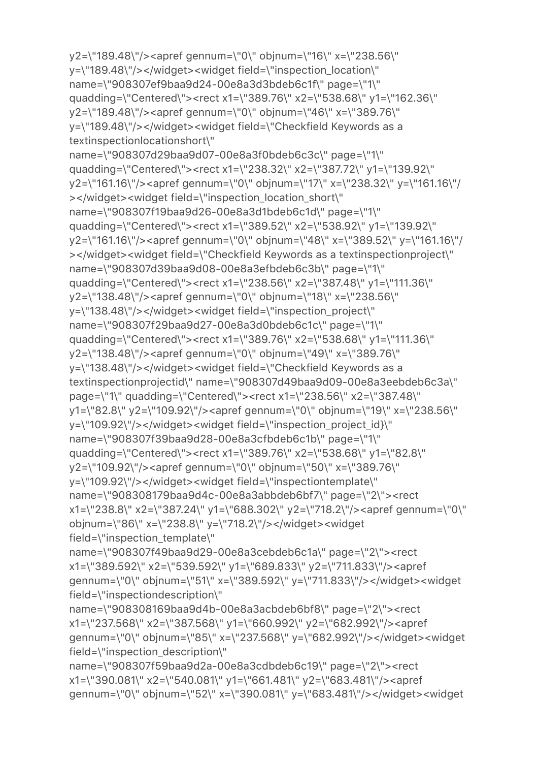y2=\"189.48\"/><apref gennum=\"0\" objnum=\"16\" x=\"238.56\" y=\"189.48\"/></widget><widget field=\"inspection_location\" name=\"908307ef9baa9d24-00e8a3d3bdeb6c1f\" page=\"1\" quadding=\"Centered\"><rect x1=\"389.76\" x2=\"538.68\" y1=\"162.36\" y2=\"189.48\"/><apref gennum=\"0\" objnum=\"46\" x=\"389.76\" y=\"189.48\"/></widget><widget field=\"Checkfield Keywords as a textinspectionlocationshort\" name=\"908307d29baa9d07-00e8a3f0bdeb6c3c\" page=\"1\" quadding=\"Centered\"><rect x1=\"238.32\" x2=\"387.72\" y1=\"139.92\" y2=\"161.16\"/><apref gennum=\"0\" objnum=\"17\" x=\"238.32\" y=\"161.16\"/></widget><widget field=\"inspection_location_short\" name=\"908307f19baa9d26-00e8a3d1bdeb6c1d\" page=\"1\" quadding=\"Centered\"><rect x1=\"389.52\" x2=\"538.92\" y1=\"139.92\" y2=\"161.16\"/><apref gennum=\"0\" objnum=\"48\" x=\"389.52\" y=\"161.16\"/></widget><widget field=\"Checkfield Keywords as a textinspectionproject\" name=\"908307d39baa9d08-00e8a3efbdeb6c3b\" page=\"1\" quadding=\"Centered\"><rect x1=\"238.56\" x2=\"387.48\" y1=\"111.36\" y2=\"138.48\"/><apref gennum=\"0\" objnum=\"18\" x=\"238.56\" y=\"138.48\"/></widget><widget field=\"inspection_project\" name=\"908307f29baa9d27-00e8a3d0bdeb6c1c\" page=\"1\" quadding=\"Centered\"><rect x1=\"389.76\" x2=\"538.68\" y1=\"111.36\" y2=\"138.48\"/><apref gennum=\"0\" objnum=\"49\" x=\"389.76\" y=\"138.48\"/></widget><widget field=\"Checkfield Keywords as a textinspectionprojectid\" name=\"908307d49baa9d09-00e8a3eebdeb6c3a\" page=\"1\" quadding=\"Centered\"><rect x1=\"238.56\" x2=\"387.48\" y1=\"82.8\" y2=\"109.92\"/><apref gennum=\"0\" objnum=\"19\" x=\"238.56\" y=\"109.92\"/></widget><widget field=\"inspection_project_id}\" name=\"908307f39baa9d28-00e8a3cfbdeb6c1b\" page=\"1\" quadding=\"Centered\"><rect x1=\"389.76\" x2=\"538.68\" y1=\"82.8\" y2=\"109.92\"/><apref gennum=\"0\" objnum=\"50\" x=\"389.76\" y=\"109.92\"/></widget><widget field=\"inspectiontemplate\" name=\"908308179baa9d4c-00e8a3abbdeb6bf7\" page=\"2\"><rect x1=\"238.8\" x2=\"387.24\" y1=\"688.302\" y2=\"718.2\"/><apref gennum=\"0\" objnum=\"86\" x=\"238.8\" y=\"718.2\"/></widget><widget field=\"inspection_template\" name=\"908307f49baa9d29-00e8a3cebdeb6c1a\" page=\"2\"><rect x1=\"389.592\" x2=\"539.592\" y1=\"689.833\" y2=\"711.833\"/><apref gennum=\"0\" objnum=\"51\" x=\"389.592\" y=\"711.833\"/></widget><widget field=\"inspectiondescription\" name=\"908308169baa9d4b-00e8a3acbdeb6bf8\" page=\"2\"><rect x1=\"237.568\" x2=\"387.568\" y1=\"660.992\" y2=\"682.992\"/><apref gennum=\"0\" objnum=\"85\" x=\"237.568\" y=\"682.992\"/></widget><widget field=\"inspection_description\" name=\"908307f59baa9d2a-00e8a3cdbdeb6c19\" page=\"2\"><rect x1=\"390.081\" x2=\"540.081\" y1=\"661.481\" y2=\"683.481\"/><apref gennum=\"0\" objnum=\"52\" x=\"390.081\" y=\"683.481\"/></widget><widget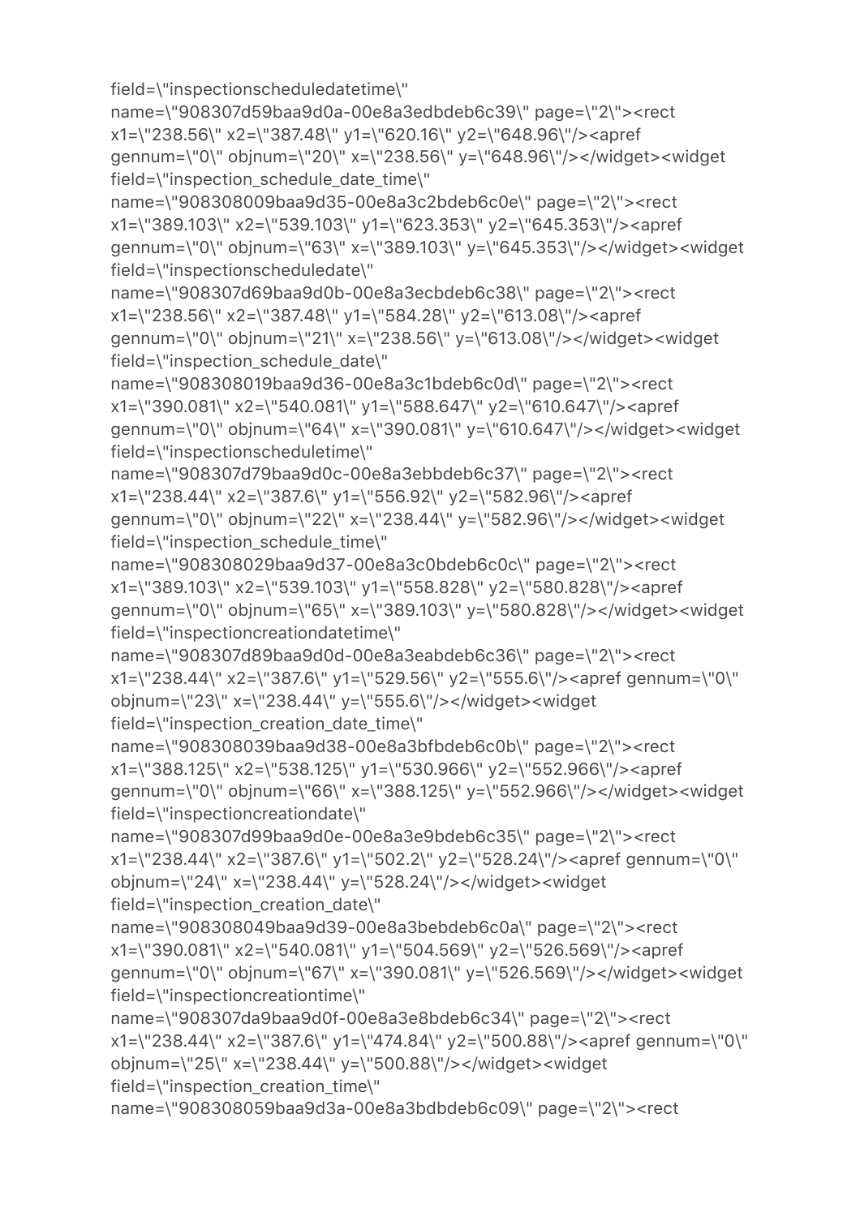field=\"inspectionscheduledatetime\"
name=\"908307d59baa9d0a-00e8a3edbdeb6c39\" page=\"2\"><rect
x1=\"238.56\" x2=\"387.48\" y1=\"620.16\" y2=\"648.96\"/><apref
gennum=\"0\" objnum=\"20\" x=\"238.56\" y=\"648.96\"/></widget><widget
field=\"inspection_schedule_date_time\"
name=\"908308009baa9d35-00e8a3c2bdeb6c0e\" page=\"2\"><rect
x1=\"389.103\" x2=\"539.103\" y1=\"623.353\" y2=\"645.353\"/><apref
gennum=\"0\" objnum=\"63\" x=\"389.103\" y=\"645.353\"/></widget><widget
field=\"inspectionscheduledate\"
name=\"908307d69baa9d0b-00e8a3ecbdeb6c38\" page=\"2\"><rect
x1=\"238.56\" x2=\"387.48\" y1=\"584.28\" y2=\"613.08\"/><apref
gennum=\"0\" objnum=\"21\" x=\"238.56\" y=\"613.08\"/></widget><widget
field=\"inspection_schedule_date\"
name=\"908308019baa9d36-00e8a3c1bdeb6c0d\" page=\"2\"><rect
x1=\"390.081\" x2=\"540.081\" y1=\"588.647\" y2=\"610.647\"/><apref
gennum=\"0\" objnum=\"64\" x=\"390.081\" y=\"610.647\"/></widget><widget
field=\"inspectionscheduletime\"
name=\"908307d79baa9d0c-00e8a3ebbdeb6c37\" page=\"2\"><rect
x1=\"238.44\" x2=\"387.6\" y1=\"556.92\" y2=\"582.96\"/><apref
gennum=\"0\" objnum=\"22\" x=\"238.44\" y=\"582.96\"/></widget><widget
field=\"inspection_schedule_time\"
name=\"908308029baa9d37-00e8a3c0bdeb6c0c\" page=\"2\"><rect
x1=\"389.103\" x2=\"539.103\" y1=\"558.828\" y2=\"580.828\"/><apref
gennum=\"0\" objnum=\"65\" x=\"389.103\" y=\"580.828\"/></widget><widget
field=\"inspectioncreationdatetime\"
name=\"908307d89baa9d0d-00e8a3eabdeb6c36\" page=\"2\"><rect
x1=\"238.44\" x2=\"387.6\" y1=\"529.56\" y2=\"555.6\"/><apref gennum=\"0\"
objnum=\"23\" x=\"238.44\" y=\"555.6\"/></widget><widget
field=\"inspection_creation_date_time\"
name=\"908308039baa9d38-00e8a3bfbdeb6c0b\" page=\"2\"><rect
x1=\"388.125\" x2=\"538.125\" y1=\"530.966\" y2=\"552.966\"/><apref
gennum=\"0\" objnum=\"66\" x=\"388.125\" y=\"552.966\"/></widget><widget
field=\"inspectioncreationdate\"
name=\"908307d99baa9d0e-00e8a3e9bdeb6c35\" page=\"2\"><rect
x1=\"238.44\" x2=\"387.6\" y1=\"502.2\" y2=\"528.24\"/><apref gennum=\"0\"
objnum=\"24\" x=\"238.44\" y=\"528.24\"/></widget><widget
field=\"inspection_creation_date\"
name=\"908308049baa9d39-00e8a3bebdeb6c0a\" page=\"2\"><rect
x1=\"390.081\" x2=\"540.081\" y1=\"504.569\" y2=\"526.569\"/><apref
gennum=\"0\" objnum=\"67\" x=\"390.081\" y=\"526.569\"/></widget><widget
field=\"inspectioncreationtime\"
name=\"908307da9baa9d0f-00e8a3e8bdeb6c34\" page=\"2\"><rect
x1=\"238.44\" x2=\"387.6\" y1=\"474.84\" y2=\"500.88\"/><apref gennum=\"0\"
objnum=\"25\" x=\"238.44\" y=\"500.88\"/></widget><widget
field=\"inspection_creation_time\"
name=\"908308059baa9d3a-00e8a3bdbdeb6c09\" page=\"2\"><rect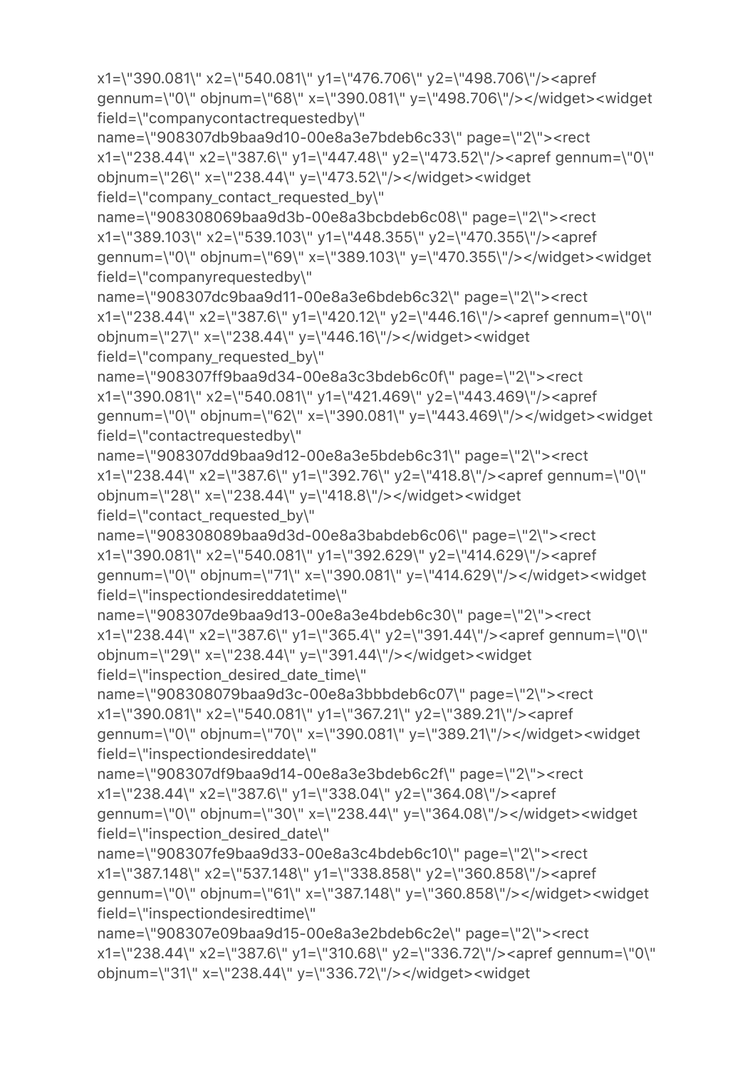x1=\"390.081\" x2=\"540.081\" y1=\"476.706\" y2=\"498.706\"/><apref gennum=\"0\" objnum=\"68\" x=\"390.081\" y=\"498.706\"/></widget><widget field=\"companycontactrequestedby\" name=\"908307db9baa9d10-00e8a3e7bdeb6c33\" page=\"2\"><rect x1=\"238.44\" x2=\"387.6\" y1=\"447.48\" y2=\"473.52\"/><apref gennum=\"0\" objnum=\"26\" x=\"238.44\" y=\"473.52\"/></widget><widget field=\"company_contact_requested_by\" name=\"908308069baa9d3b-00e8a3bcbdeb6c08\" page=\"2\"><rect x1=\"389.103\" x2=\"539.103\" y1=\"448.355\" y2=\"470.355\"/><apref gennum=\"0\" objnum=\"69\" x=\"389.103\" y=\"470.355\"/></widget><widget field=\"companyrequestedby\" name=\"908307dc9baa9d11-00e8a3e6bdeb6c32\" page=\"2\"><rect x1=\"238.44\" x2=\"387.6\" y1=\"420.12\" y2=\"446.16\"/><apref gennum=\"0\" objnum=\"27\" x=\"238.44\" y=\"446.16\"/></widget><widget field=\"company_requested_by\" name=\"908307ff9baa9d34-00e8a3c3bdeb6c0f\" page=\"2\"><rect x1=\"390.081\" x2=\"540.081\" y1=\"421.469\" y2=\"443.469\"/><apref gennum=\"0\" objnum=\"62\" x=\"390.081\" y=\"443.469\"/></widget><widget field=\"contactrequestedby\" name=\"908307dd9baa9d12-00e8a3e5bdeb6c31\" page=\"2\"><rect x1=\"238.44\" x2=\"387.6\" y1=\"392.76\" y2=\"418.8\"/><apref gennum=\"0\" objnum=\"28\" x=\"238.44\" y=\"418.8\"/></widget><widget field=\"contact_requested_by\" name=\"908308089baa9d3d-00e8a3babdeb6c06\" page=\"2\"><rect x1=\"390.081\" x2=\"540.081\" y1=\"392.629\" y2=\"414.629\"/><apref gennum=\"0\" objnum=\"71\" x=\"390.081\" y=\"414.629\"/></widget><widget field=\"inspectiondesireddatetime\" name=\"908307de9baa9d13-00e8a3e4bdeb6c30\" page=\"2\"><rect x1=\"238.44\" x2=\"387.6\" y1=\"365.4\" y2=\"391.44\"/><apref gennum=\"0\" objnum=\"29\" x=\"238.44\" y=\"391.44\"/></widget><widget field=\"inspection_desired_date_time\" name=\"908308079baa9d3c-00e8a3bbbdeb6c07\" page=\"2\"><rect x1=\"390.081\" x2=\"540.081\" y1=\"367.21\" y2=\"389.21\"/><apref gennum=\"0\" objnum=\"70\" x=\"390.081\" y=\"389.21\"/></widget><widget field=\"inspectiondesireddate\" name=\"908307df9baa9d14-00e8a3e3bdeb6c2f\" page=\"2\"><rect x1=\"238.44\" x2=\"387.6\" y1=\"338.04\" y2=\"364.08\"/><apref gennum=\"0\" objnum=\"30\" x=\"238.44\" y=\"364.08\"/></widget><widget field=\"inspection_desired_date\" name=\"908307fe9baa9d33-00e8a3c4bdeb6c10\" page=\"2\"><rect x1=\"387.148\" x2=\"537.148\" y1=\"338.858\" y2=\"360.858\"/><apref gennum=\"0\" objnum=\"61\" x=\"387.148\" y=\"360.858\"/></widget><widget field=\"inspectiondesiredtime\" name=\"908307e09baa9d15-00e8a3e2bdeb6c2e\" page=\"2\"><rect x1=\"238.44\" x2=\"387.6\" y1=\"310.68\" y2=\"336.72\"/><apref gennum=\"0\" objnum=\"31\" x=\"238.44\" y=\"336.72\"/></widget><widget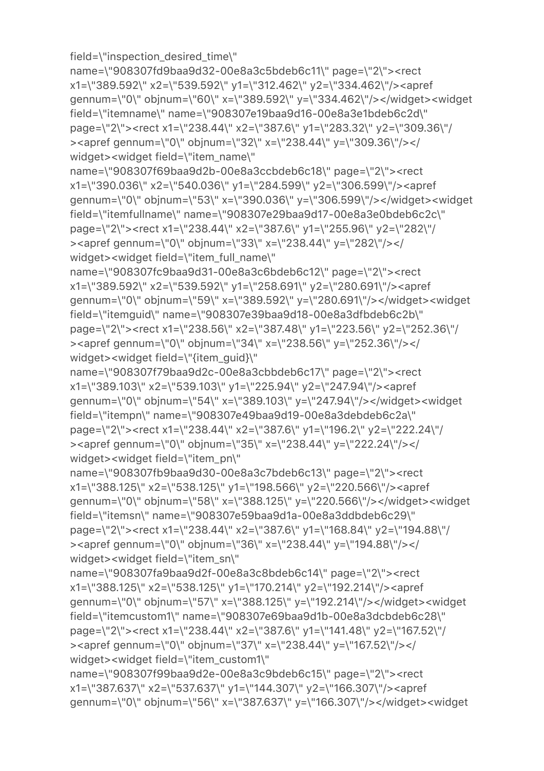field=\"inspection_desired_time\"
name=\"908307fd9baa9d32-00e8a3c5bdeb6c11\" page=\"2\"><rect
x1=\"389.592\" x2=\"539.592\" y1=\"312.462\" y2=\"334.462\"/><apref
gennum=\"0\" objnum=\"60\" x=\"389.592\" y=\"334.462\"/></widget><widget
field=\"itemname\" name=\"908307e19baa9d16-00e8a3e1bdeb6c2d\"
page=\"2\"><rect x1=\"238.44\" x2=\"387.6\" y1=\"283.32\" y2=\"309.36\"/
><apref gennum=\"0\" objnum=\"32\" x=\"238.44\" y=\"309.36\"/></
widget><widget field=\"item_name\"
name=\"908307f69baa9d2b-00e8a3ccbdeb6c18\" page=\"2\"><rect
x1=\"390.036\" x2=\"540.036\" y1=\"284.599\" y2=\"306.599\"/><apref
gennum=\"0\" objnum=\"53\" x=\"390.036\" y=\"306.599\"/></widget><widget
field=\"itemfullname\" name=\"908307e29baa9d17-00e8a3e0bdeb6c2c\"
page=\"2\"><rect x1=\"238.44\" x2=\"387.6\" y1=\"255.96\" y2=\"282\"/
><apref gennum=\"0\" objnum=\"33\" x=\"238.44\" y=\"282\"/></
widget><widget field=\"item_full_name\"
name=\"908307fc9baa9d31-00e8a3c6bdeb6c12\" page=\"2\"><rect
x1=\"389.592\" x2=\"539.592\" y1=\"258.691\" y2=\"280.691\"/><apref
gennum=\"0\" objnum=\"59\" x=\"389.592\" y=\"280.691\"/></widget><widget
field=\"itemguid\" name=\"908307e39baa9d18-00e8a3dfbdeb6c2b\"
page=\"2\"><rect x1=\"238.56\" x2=\"387.48\" y1=\"223.56\" y2=\"252.36\"/
><apref gennum=\"0\" objnum=\"34\" x=\"238.56\" y=\"252.36\"/></
widget><widget field=\"{item_guid}\"
name=\"908307f79baa9d2c-00e8a3cbbdeb6c17\" page=\"2\"><rect
x1=\"389.103\" x2=\"539.103\" y1=\"225.94\" y2=\"247.94\"/><apref
gennum=\"0\" objnum=\"54\" x=\"389.103\" y=\"247.94\"/></widget><widget
field=\"itempn\" name=\"908307e49baa9d19-00e8a3debdeb6c2a\"
page=\"2\"><rect x1=\"238.44\" x2=\"387.6\" y1=\"196.2\" y2=\"222.24\"/
><apref gennum=\"0\" objnum=\"35\" x=\"238.44\" y=\"222.24\"/></
widget><widget field=\"item_pn\"
name=\"908307fb9baa9d30-00e8a3c7bdeb6c13\" page=\"2\"><rect
x1=\"388.125\" x2=\"538.125\" y1=\"198.566\" y2=\"220.566\"/><apref
gennum=\"0\" objnum=\"58\" x=\"388.125\" y=\"220.566\"/></widget><widget
field=\"itemsn\" name=\"908307e59baa9d1a-00e8a3ddbdeb6c29\"
page=\"2\"><rect x1=\"238.44\" x2=\"387.6\" y1=\"168.84\" y2=\"194.88\"/
><apref gennum=\"0\" objnum=\"36\" x=\"238.44\" y=\"194.88\"/></
widget><widget field=\"item_sn\"
name=\"908307fa9baa9d2f-00e8a3c8bdeb6c14\" page=\"2\"><rect
x1=\"388.125\" x2=\"538.125\" y1=\"170.214\" y2=\"192.214\"/><apref
gennum=\"0\" objnum=\"57\" x=\"388.125\" y=\"192.214\"/></widget><widget
field=\"itemcustom1\" name=\"908307e69baa9d1b-00e8a3dcbdeb6c28\"
page=\"2\"><rect x1=\"238.44\" x2=\"387.6\" y1=\"141.48\" y2=\"167.52\"/
><apref gennum=\"0\" objnum=\"37\" x=\"238.44\" y=\"167.52\"/></
widget><widget field=\"item_custom1\"
name=\"908307f99baa9d2e-00e8a3c9bdeb6c15\" page=\"2\"><rect
x1=\"387.637\" x2=\"537.637\" y1=\"144.307\" y2=\"166.307\"/><apref
gennum=\"0\" objnum=\"56\" x=\"387.637\" y=\"166.307\"/></widget><widget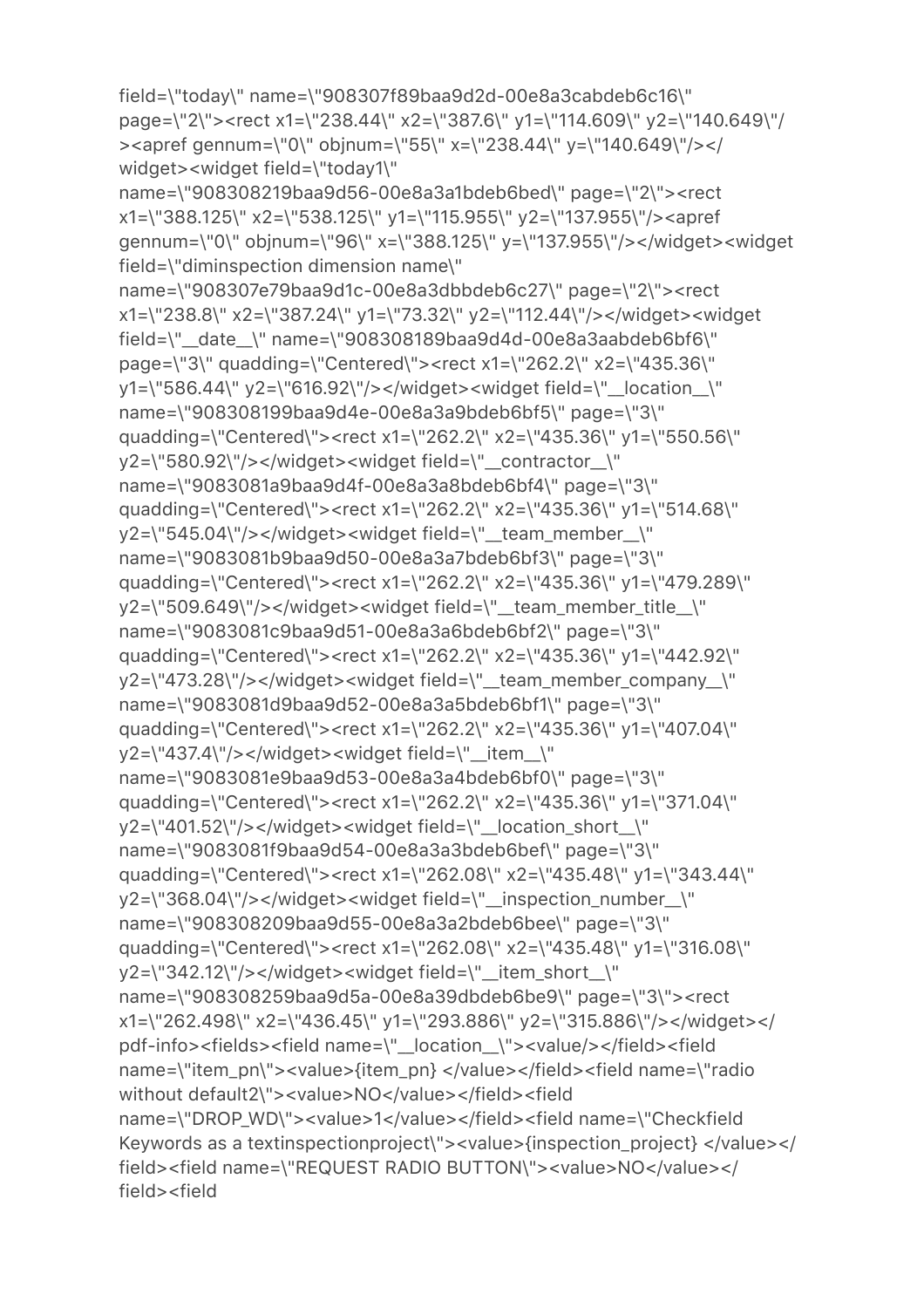field=\"today\" name=\"908307f89baa9d2d-00e8a3cabdeb6c16\" page=\"2\"><rect x1=\"238.44\" x2=\"387.6\" y1=\"114.609\" y2=\"140.649\"/><apref gennum=\"0\" objnum=\"55\" x=\"238.44\" y=\"140.649\"/></widget><widget field=\"today1\" name=\"908308219baa9d56-00e8a3a1bdeb6bed\" page=\"2\"><rect x1=\"388.125\" x2=\"538.125\" y1=\"115.955\" y2=\"137.955\"/><apref gennum=\"0\" objnum=\"96\" x=\"388.125\" y=\"137.955\"/></widget><widget field=\"diminspection dimension name\" name=\"908307e79baa9d1c-00e8a3dbbdeb6c27\" page=\"2\"><rect x1=\"238.8\" x2=\"387.24\" y1=\"73.32\" y2=\"112.44\"/></widget><widget field=\"__date__\" name=\"908308189baa9d4d-00e8a3aabdeb6bf6\" page=\"3\" quadding=\"Centered\"><rect x1=\"262.2\" x2=\"435.36\" y1=\"586.44\" y2=\"616.92\"/></widget><widget field=\"__location__\" name=\"908308199baa9d4e-00e8a3a9bdeb6bf5\" page=\"3\" quadding=\"Centered\"><rect x1=\"262.2\" x2=\"435.36\" y1=\"550.56\" y2=\"580.92\"/></widget><widget field=\"__contractor__\" name=\"9083081a9baa9d4f-00e8a3a8bdeb6bf4\" page=\"3\" quadding=\"Centered\"><rect x1=\"262.2\" x2=\"435.36\" y1=\"514.68\" y2=\"545.04\"/></widget><widget field=\"__team_member__\" name=\"9083081b9baa9d50-00e8a3a7bdeb6bf3\" page=\"3\" quadding=\"Centered\"><rect x1=\"262.2\" x2=\"435.36\" y1=\"479.289\" y2=\"509.649\"/></widget><widget field=\"__team_member_title__\" name=\"9083081c9baa9d51-00e8a3a6bdeb6bf2\" page=\"3\" quadding=\"Centered\"><rect x1=\"262.2\" x2=\"435.36\" y1=\"442.92\" y2=\"473.28\"/></widget><widget field=\"__team_member_company__\" name=\"9083081d9baa9d52-00e8a3a5bdeb6bf1\" page=\"3\" quadding=\"Centered\"><rect x1=\"262.2\" x2=\"435.36\" y1=\"407.04\" y2=\"437.4\"/></widget><widget field=\"__item__\" name=\"9083081e9baa9d53-00e8a3a4bdeb6bf0\" page=\"3\" quadding=\"Centered\"><rect x1=\"262.2\" x2=\"435.36\" y1=\"371.04\" y2=\"401.52\"/></widget><widget field=\"__location_short__\" name=\"9083081f9baa9d54-00e8a3a3bdeb6bef\" page=\"3\" quadding=\"Centered\"><rect x1=\"262.08\" x2=\"435.48\" y1=\"343.44\" y2=\"368.04\"/></widget><widget field=\"__inspection_number__\" name=\"908308209baa9d55-00e8a3a2bdeb6bee\" page=\"3\" quadding=\"Centered\"><rect x1=\"262.08\" x2=\"435.48\" y1=\"316.08\" y2=\"342.12\"/></widget><widget field=\"__item_short__\" name=\"908308259baa9d5a-00e8a39dbdeb6be9\" page=\"3\"><rect x1=\"262.498\" x2=\"436.45\" y1=\"293.886\" y2=\"315.886\"/></widget></pdf-info><fields><field name=\"__location__\"><value/></field><field name=\"item_pn\"><value>{item_pn} </value></field><field name=\"radio without default2\"><value>NO</value></field><field name=\"DROP_WD\"><value>1</value></field><field name=\"Checkfield Keywords as a textinspectionproject\"><value>{inspection_project} </value></field><field name=\"REQUEST RADIO BUTTON\"><value>NO</value></field><field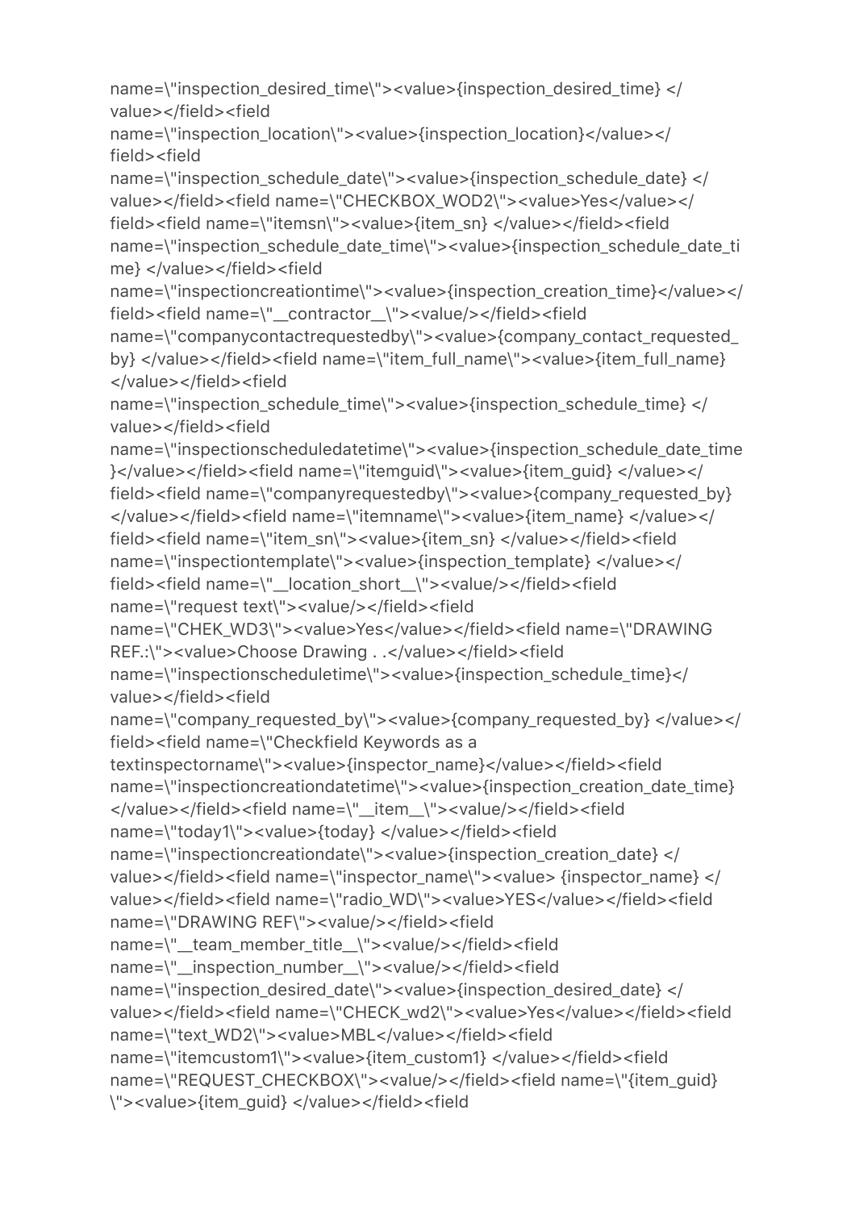name=\"inspection_desired_time\"><value>{inspection_desired_time} </value></field><field name=\"inspection_location\"><value>{inspection_location}</value></field><field name=\"inspection_schedule_date\"><value>{inspection_schedule_date} </value></field><field name=\"CHECKBOX_WOD2\"><value>Yes</value></field><field name=\"itemsn\"><value>{item_sn} </value></field><field name=\"inspection_schedule_date_time\"><value>{inspection_schedule_date_time} </value></field><field name=\"inspectioncreationtime\"><value>{inspection_creation_time}</value></field><field name=\"__contractor__\"><value/></field><field name=\"companycontactrequestedby\"><value>{company_contact_requested_by} </value></field><field name=\"item_full_name\"><value>{item_full_name} </value></field><field name=\"inspection_schedule_time\"><value>{inspection_schedule_time} </value></field><field name=\"inspectionscheduledatetime\"><value>{inspection_schedule_date_time}</value></field><field name=\"itemguid\"><value>{item_guid} </value></field><field name=\"companyrequestedby\"><value>{company_requested_by} </value></field><field name=\"itemname\"><value>{item_name} </value></field><field name=\"item_sn\"><value>{item_sn} </value></field><field name=\"inspectiontemplate\"><value>{inspection_template} </value></field><field name=\"__location_short__\"><value/></field><field name=\"request text\"><value/></field><field name=\"CHEK_WD3\"><value>Yes</value></field><field name=\"DRAWING REF.:\"><value>Choose Drawing . .</value></field><field name=\"inspectionscheduletime\"><value>{inspection_schedule_time}</value></field><field name=\"company_requested_by\"><value>{company_requested_by} </value></field><field name=\"Checkfield Keywords as a textinspectorname\"><value>{inspector_name}</value></field><field name=\"inspectioncreationdatetime\"><value>{inspection_creation_date_time} </value></field><field name=\"__item__\"><value/></field><field name=\"today1\"><value>{today} </value></field><field name=\"inspectioncreationdate\"><value>{inspection_creation_date} </value></field><field name=\"inspector_name\"><value> {inspector_name} </value></field><field name=\"radio_WD\"><value>YES</value></field><field name=\"DRAWING REF\"><value/></field><field name=\"__team_member_title__\"><value/></field><field name=\"__inspection_number__\"><value/></field><field name=\"inspection_desired_date\"><value>{inspection_desired_date} </value></field><field name=\"CHECK_wd2\"><value>Yes</value></field><field name=\"text_WD2\"><value>MBL</value></field><field name=\"itemcustom1\"><value>{item_custom1} </value></field><field name=\"REQUEST_CHECKBOX\"><value/></field><field name=\"{item_guid}\"><value>{item_guid} </value></field><field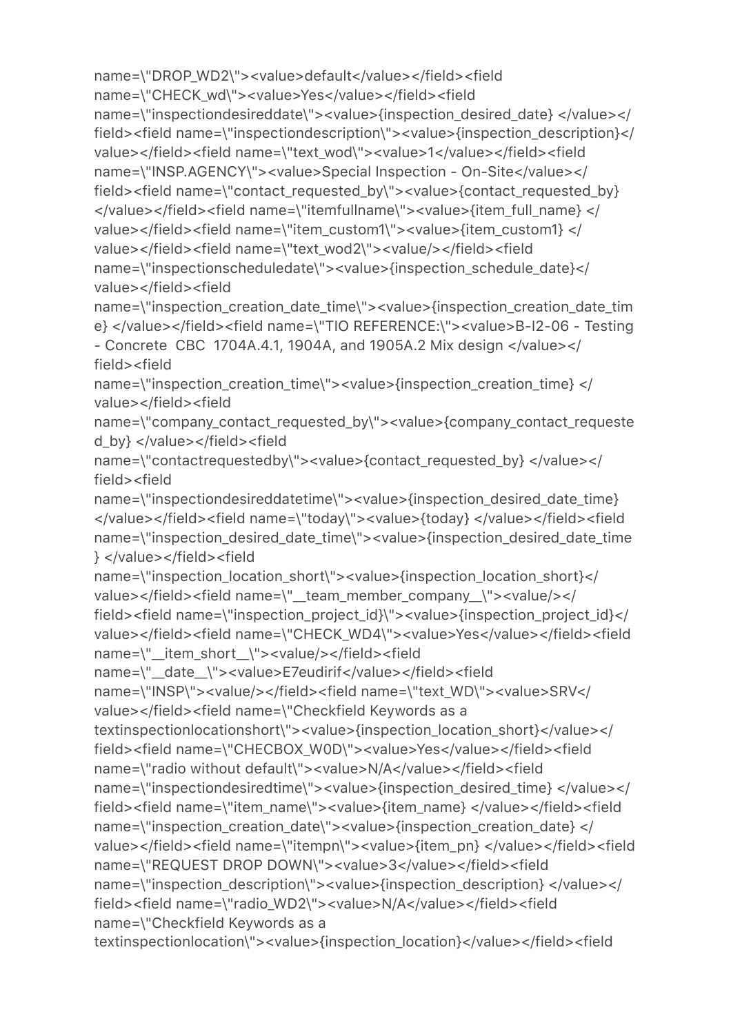name=\"DROP_WD2\"><value>default</value></field><field name=\"CHECK_wd\"><value>Yes</value></field><field name=\"inspectiondesireddate\"><value>{inspection_desired_date} </value></field><field name=\"inspectiondescription\"><value>{inspection_description}</value></field><field name=\"text_wod\"><value>1</value></field><field name=\"INSP.AGENCY\"><value>Special Inspection - On-Site</value></field><field name=\"contact_requested_by\"><value>{contact_requested_by} </value></field><field name=\"itemfullname\"><value>{item_full_name} </value></field><field name=\"item_custom1\"><value>{item_custom1} </value></field><field name=\"text_wod2\"><value/></field><field name=\"inspectionscheduledate\"><value>{inspection_schedule_date}</value></field><field name=\"inspection_creation_date_time\"><value>{inspection_creation_date_time} </value></field><field name=\"TIO REFERENCE:\"><value>B-I2-06 - Testing - Concrete  CBC  1704A.4.1, 1904A, and 1905A.2 Mix design </value></field><field name=\"inspection_creation_time\"><value>{inspection_creation_time} </value></field><field name=\"company_contact_requested_by\"><value>{company_contact_requested_by} </value></field><field name=\"contactrequestedby\"><value>{contact_requested_by} </value></field><field name=\"inspectiondesireddatetime\"><value>{inspection_desired_date_time} </value></field><field name=\"today\"><value>{today} </value></field><field name=\"inspection_desired_date_time\"><value>{inspection_desired_date_time} </value></field><field name=\"inspection_location_short\"><value>{inspection_location_short}</value></field><field name=\"__team_member_company__\"><value/></field><field name=\"inspection_project_id}\"><value>{inspection_project_id}</value></field><field name=\"CHECK_WD4\"><value>Yes</value></field><field name=\"__item_short__\"><value/></field><field name=\"__date__\"><value>E7eudirif</value></field><field name=\"INSP\"><value/></field><field name=\"text_WD\"><value>SRV</value></field><field name=\"Checkfield Keywords as a textinspectionlocationshort\"><value>{inspection_location_short}</value></field><field name=\"CHECBOX_W0D\"><value>Yes</value></field><field name=\"radio without default\"><value>N/A</value></field><field name=\"inspectiondesiredtime\"><value>{inspection_desired_time} </value></field><field name=\"item_name\"><value>{item_name} </value></field><field name=\"inspection_creation_date\"><value>{inspection_creation_date} </value></field><field name=\"itempn\"><value>{item_pn} </value></field><field name=\"REQUEST DROP DOWN\"><value>3</value></field><field name=\"inspection_description\"><value>{inspection_description} </value></field><field name=\"radio_WD2\"><value>N/A</value></field><field name=\"Checkfield Keywords as a textinspectionlocation\"><value>{inspection_location}</value></field><field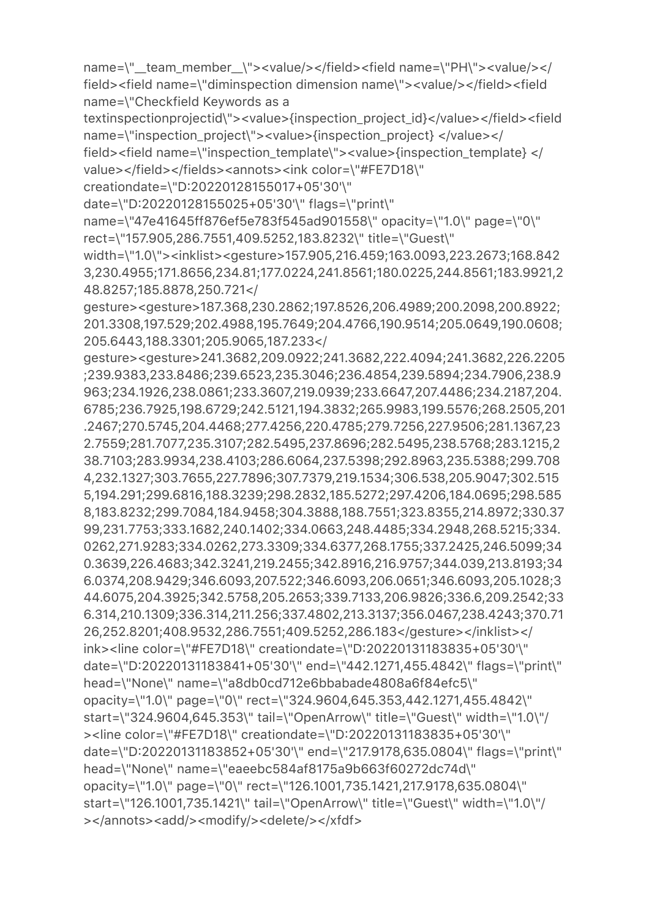name=\"__team_member__\"><value/></field><field name=\"PH\"><value/></field><field name=\"diminspection dimension name\"><value/></field><field name=\"Checkfield Keywords as a textinspectionprojectid\"><value>{inspection_project_id}</value></field><field name=\"inspection_project\"><value>{inspection_project} </value></field><field name=\"inspection_template\"><value>{inspection_template} </value></field></fields><annots><ink color=\"#FE7D18\" creationdate=\"D:20220128155017+05'30'\" date=\"D:20220128155025+05'30'\" flags=\"print\" name=\"47e41645ff876ef5e783f545ad901558\" opacity=\"1.0\" page=\"0\" rect=\"157.905,286.7551,409.5252,183.8232\" title=\"Guest\" width=\"1.0\"><inklist><gesture>157.905,216.459;163.0093,223.2673;168.8423,230.4955;171.8656,234.81;177.0224,241.8561;180.0225,244.8561;183.9921,248.8257;185.8878,250.721</gesture><gesture>187.368,230.2862;197.8526,206.4989;200.2098,200.8922;201.3308,197.529;202.4988,195.7649;204.4766,190.9514;205.0649,190.0608;205.6443,188.3301;205.9065,187.233</gesture><gesture>241.3682,209.0922;241.3682,222.4094;241.3682,226.2205;239.9383,233.8486;239.6523,235.3046;236.4854,239.5894;234.7906,238.9963;234.1926,238.0861;233.3607,219.0939;233.6647,207.4486;234.2187,204.6785;236.7925,198.6729;242.5121,194.3832;265.9983,199.5576;268.2505,201.2467;270.5745,204.4468;277.4256,220.4785;279.7256,227.9506;281.1367,232.7559;281.7077,235.3107;282.5495,237.8696;282.5495,238.5768;283.1215,238.7103;283.9934,238.4103;286.6064,237.5398;292.8963,235.5388;299.7084,232.1327;303.7655,227.7896;307.7379,219.1534;306.538,205.9047;302.5155,194.291;299.6816,188.3239;298.2832,185.5272;297.4206,184.0695;298.5858,183.8232;299.7084,184.9458;304.3888,188.7551;323.8355,214.8972;330.3799,231.7753;333.1682,240.1402;334.0663,248.4485;334.2948,268.5215;334.0262,271.9283;334.0262,273.3309;334.6377,268.1755;337.2425,246.5099;340.3639,226.4683;342.3241,219.2455;342.8916,216.9757;344.039,213.8193;346.0374,208.9429;346.6093,207.522;346.6093,206.0651;346.6093,205.1028;344.6075,204.3925;342.5758,205.2653;339.7133,206.9826;336.6,209.2542;336.314,210.1309;336.314,211.256;337.4802,213.3137;356.0467,238.4243;370.7126,252.8201;408.9532,286.7551;409.5252,286.183</gesture></inklist></ink><line color=\"#FE7D18\" creationdate=\"D:20220131183835+05'30'\" date=\"D:20220131183841+05'30'\" end=\"442.1271,455.4842\" flags=\"print\" head=\"None\" name=\"a8db0cd712e6bbabade4808a6f84efc5\" opacity=\"1.0\" page=\"0\" rect=\"324.9604,645.353,442.1271,455.4842\" start=\"324.9604,645.353\" tail=\"OpenArrow\" title=\"Guest\" width=\"1.0\"/><line color=\"#FE7D18\" creationdate=\"D:20220131183835+05'30'\" date=\"D:20220131183852+05'30'\" end=\"217.9178,635.0804\" flags=\"print\" head=\"None\" name=\"eaeebc584af8175a9b663f60272dc74d\" opacity=\"1.0\" page=\"0\" rect=\"126.1001,735.1421,217.9178,635.0804\" start=\"126.1001,735.1421\" tail=\"OpenArrow\" title=\"Guest\" width=\"1.0\"/></annots><add/><modify/><delete/></xfdf>